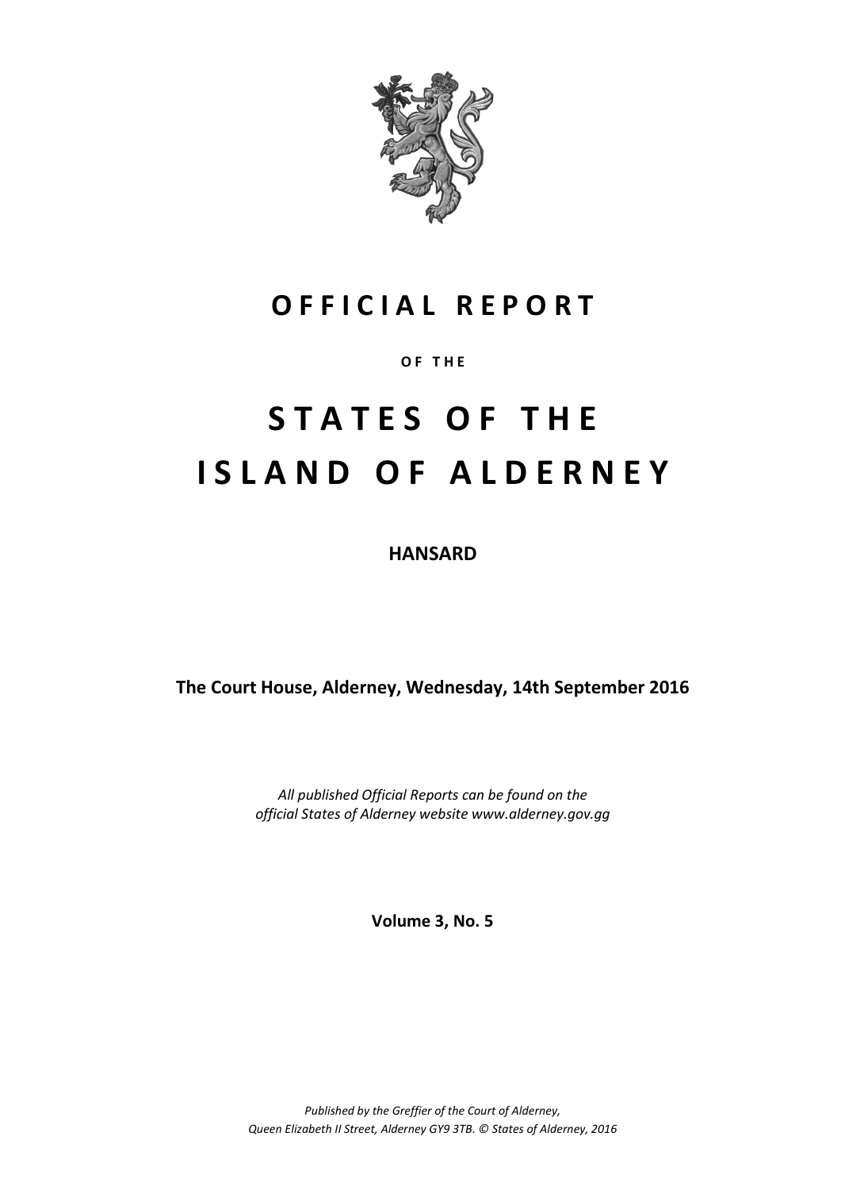# OFFICIAL REPORT

OF THE

# STATES OF THE ISLAND OF ALDERNEY

**HANSARD**

**The Court House, Alderney, Wednesday, 14th September 2016**

*All published Official Reports can be found on the official States of Alderney website www.alderney.gov.gg*

**Volume 3, No. 5**

*Published by the Greffier of the Court of Alderney, Queen Elizabeth II Street, Alderney GY9 3TB. © States of Alderney, 2016*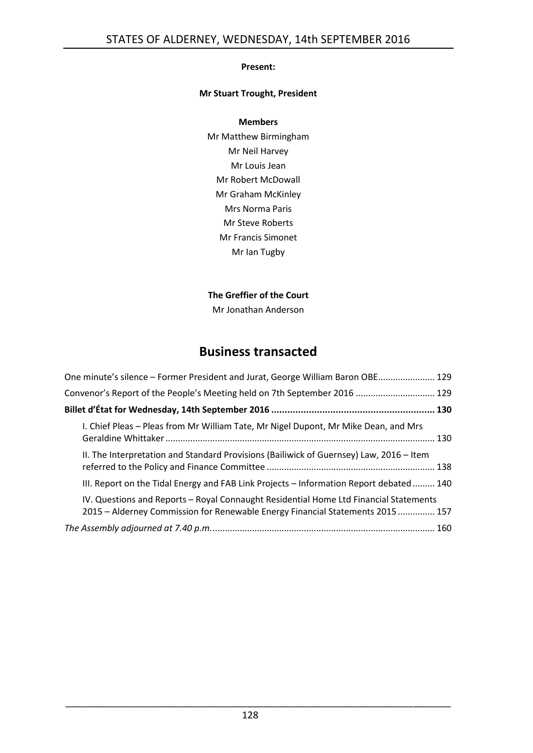**Present:**

**Mr Stuart Trought, President**

**Members**

Mr Matthew Birmingham
Mr Neil Harvey
Mr Louis Jean
Mr Robert McDowall
Mr Graham McKinley
Mrs Norma Paris
Mr Steve Roberts
Mr Francis Simonet
Mr Ian Tugby

**The Greffier of the Court**

Mr Jonathan Anderson

# Business transacted

One minute's silence – Former President and Jurat, George William Baron OBE....................... 129

Convenor's Report of the People's Meeting held on 7th September 2016 ............................... 129

**Billet d'État for Wednesday, 14th September 2016 ............................................................ 130**

I. Chief Pleas – Pleas from Mr William Tate, Mr Nigel Dupont, Mr Mike Dean, and Mrs Geraldine Whittaker ........................................................................................................... 130

II. The Interpretation and Standard Provisions (Bailiwick of Guernsey) Law, 2016 – Item referred to the Policy and Finance Committee ................................................................... 138

III. Report on the Tidal Energy and FAB Link Projects – Information Report debated ......... 140

IV. Questions and Reports – Royal Connaught Residential Home Ltd Financial Statements 2015 – Alderney Commission for Renewable Energy Financial Statements 2015 ............... 157

*The Assembly adjourned at 7.40 p.m.* ......................................................................................... 160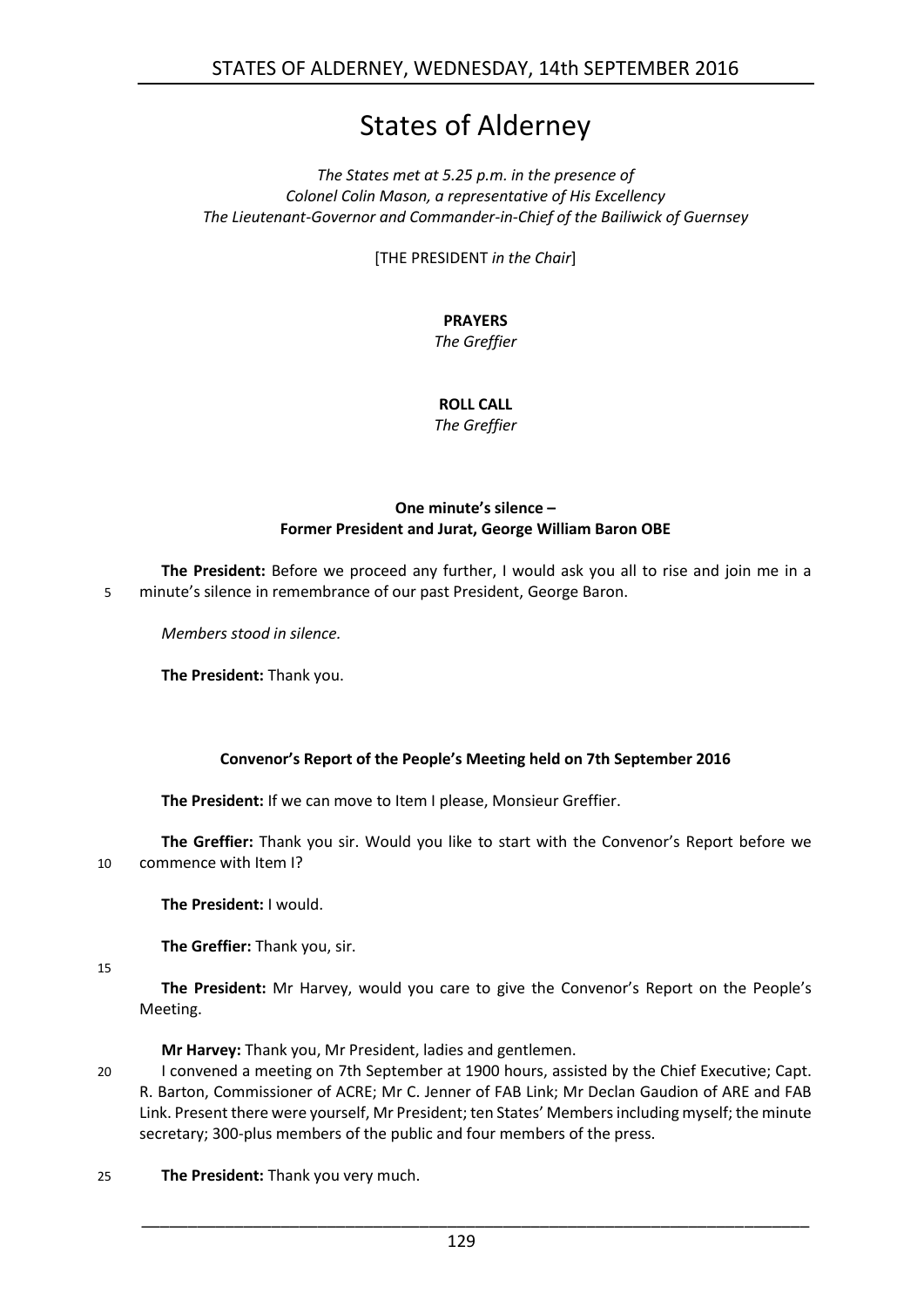# States of Alderney

*The States met at 5.25 p.m. in the presence of*
*Colonel Colin Mason, a representative of His Excellency*
*The Lieutenant-Governor and Commander-in-Chief of the Bailiwick of Guernsey*

[THE PRESIDENT *in the Chair*]

**PRAYERS**
*The Greffier*

**ROLL CALL**
*The Greffier*

### One minute's silence – Former President and Jurat, George William Baron OBE

**The President:** Before we proceed any further, I would ask you all to rise and join me in a minute's silence in remembrance of our past President, George Baron.

*Members stood in silence.*

**The President:** Thank you.

### Convenor's Report of the People's Meeting held on 7th September 2016

**The President:** If we can move to Item I please, Monsieur Greffier.

**The Greffier:** Thank you sir. Would you like to start with the Convenor's Report before we commence with Item I?

**The President:** I would.

**The Greffier:** Thank you, sir.

**The President:** Mr Harvey, would you care to give the Convenor's Report on the People's Meeting.

**Mr Harvey:** Thank you, Mr President, ladies and gentlemen.

I convened a meeting on 7th September at 1900 hours, assisted by the Chief Executive; Capt. R. Barton, Commissioner of ACRE; Mr C. Jenner of FAB Link; Mr Declan Gaudion of ARE and FAB Link. Present there were yourself, Mr President; ten States' Members including myself; the minute secretary; 300-plus members of the public and four members of the press.

**The President:** Thank you very much.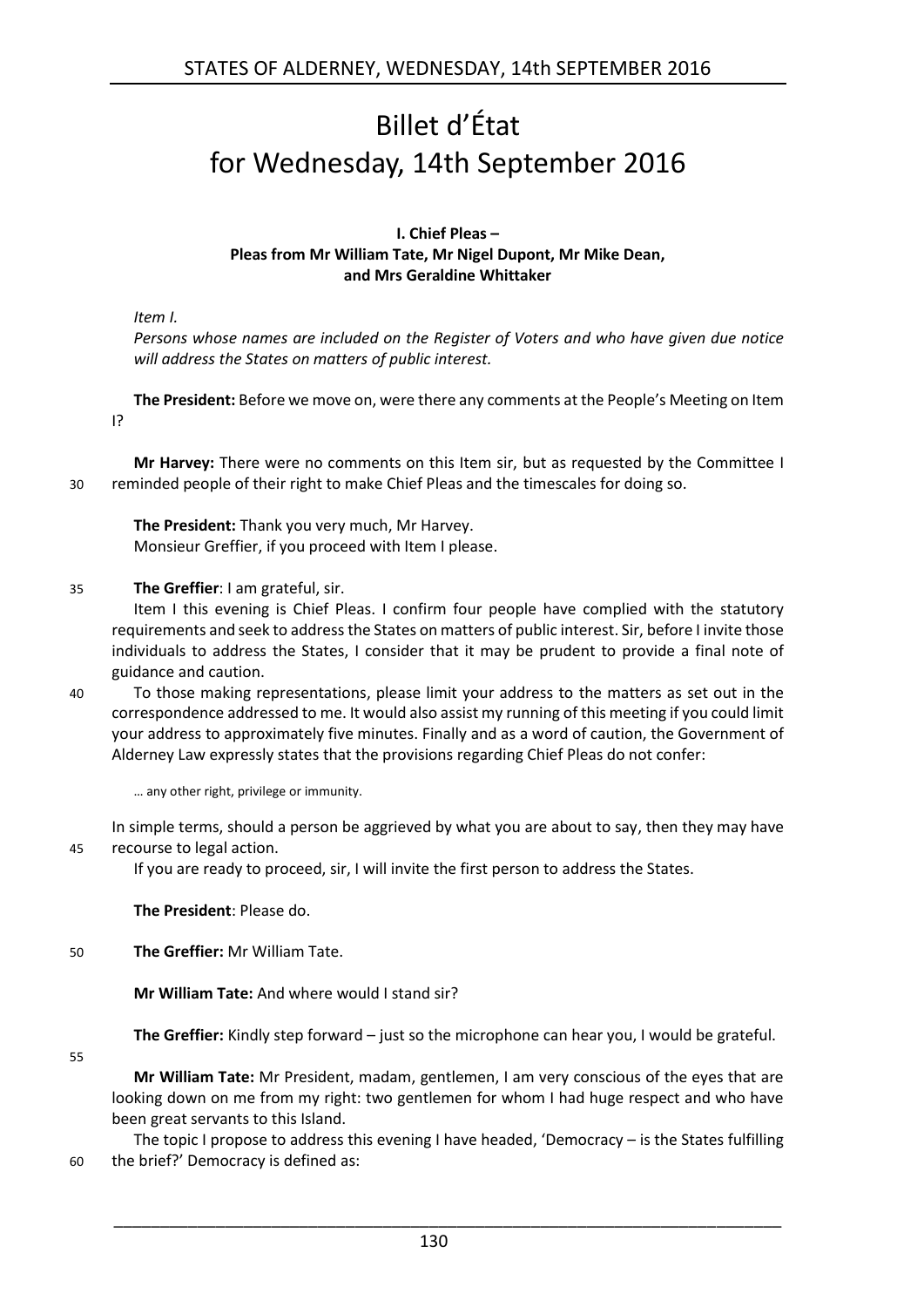# Billet d'État for Wednesday, 14th September 2016

**I. Chief Pleas – Pleas from Mr William Tate, Mr Nigel Dupont, Mr Mike Dean, and Mrs Geraldine Whittaker**

*Item I.*

*Persons whose names are included on the Register of Voters and who have given due notice will address the States on matters of public interest.*

**The President:** Before we move on, were there any comments at the People's Meeting on Item I?

**Mr Harvey:** There were no comments on this Item sir, but as requested by the Committee I reminded people of their right to make Chief Pleas and the timescales for doing so.

**The President:** Thank you very much, Mr Harvey.
Monsieur Greffier, if you proceed with Item I please.

**The Greffier**: I am grateful, sir.

Item I this evening is Chief Pleas. I confirm four people have complied with the statutory requirements and seek to address the States on matters of public interest. Sir, before I invite those individuals to address the States, I consider that it may be prudent to provide a final note of guidance and caution.

To those making representations, please limit your address to the matters as set out in the correspondence addressed to me. It would also assist my running of this meeting if you could limit your address to approximately five minutes. Finally and as a word of caution, the Government of Alderney Law expressly states that the provisions regarding Chief Pleas do not confer:

> … any other right, privilege or immunity.

In simple terms, should a person be aggrieved by what you are about to say, then they may have recourse to legal action.

If you are ready to proceed, sir, I will invite the first person to address the States.

**The President**: Please do.

**The Greffier:** Mr William Tate.

**Mr William Tate:** And where would I stand sir?

**The Greffier:** Kindly step forward – just so the microphone can hear you, I would be grateful.

**Mr William Tate:** Mr President, madam, gentlemen, I am very conscious of the eyes that are looking down on me from my right: two gentlemen for whom I had huge respect and who have been great servants to this Island.

The topic I propose to address this evening I have headed, 'Democracy – is the States fulfilling the brief?' Democracy is defined as: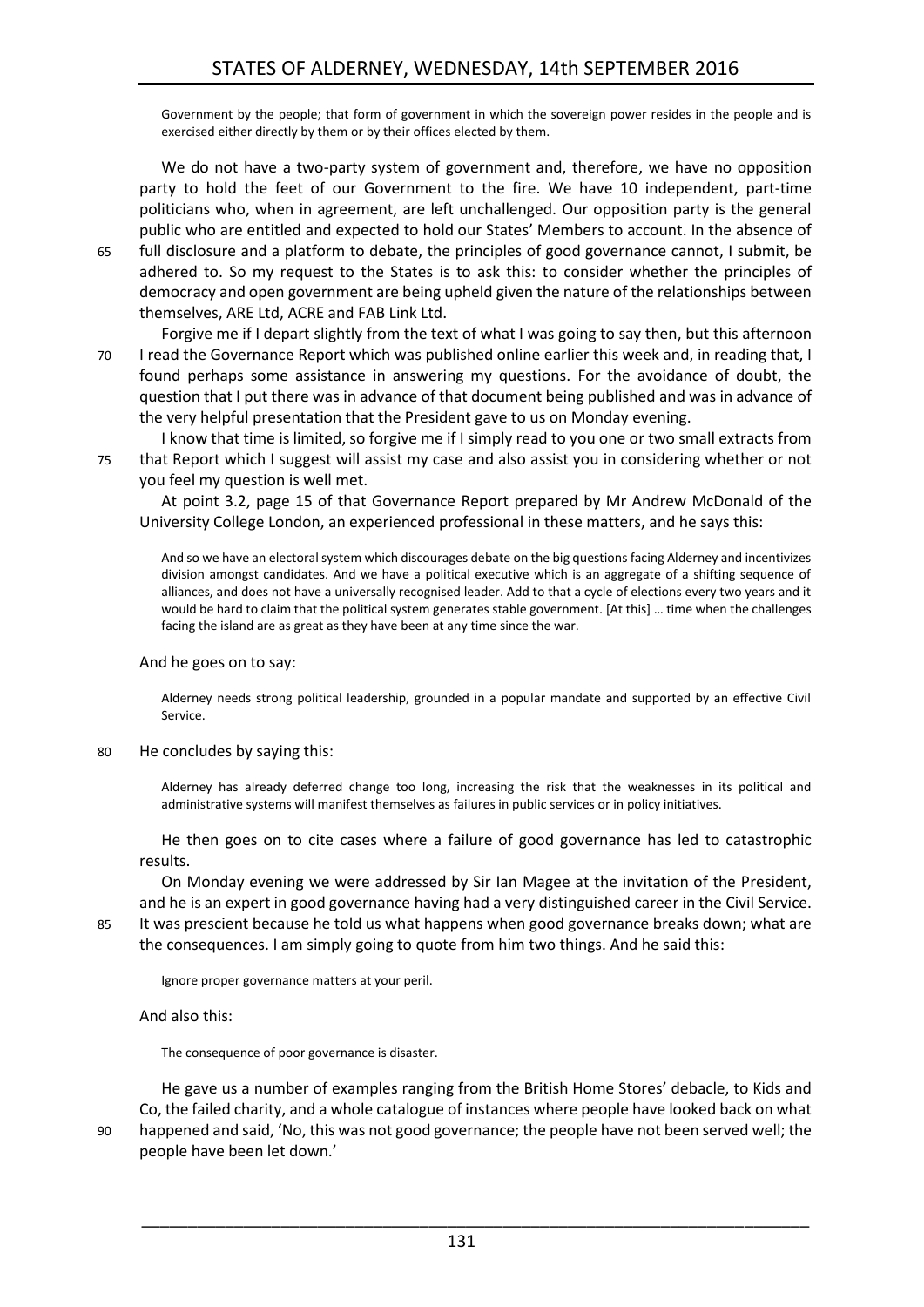> Government by the people; that form of government in which the sovereign power resides in the people and is exercised either directly by them or by their offices elected by them.

We do not have a two-party system of government and, therefore, we have no opposition party to hold the feet of our Government to the fire. We have 10 independent, part-time politicians who, when in agreement, are left unchallenged. Our opposition party is the general public who are entitled and expected to hold our States' Members to account. In the absence of full disclosure and a platform to debate, the principles of good governance cannot, I submit, be adhered to. So my request to the States is to ask this: to consider whether the principles of democracy and open government are being upheld given the nature of the relationships between themselves, ARE Ltd, ACRE and FAB Link Ltd.

Forgive me if I depart slightly from the text of what I was going to say then, but this afternoon I read the Governance Report which was published online earlier this week and, in reading that, I found perhaps some assistance in answering my questions. For the avoidance of doubt, the question that I put there was in advance of that document being published and was in advance of the very helpful presentation that the President gave to us on Monday evening.

I know that time is limited, so forgive me if I simply read to you one or two small extracts from that Report which I suggest will assist my case and also assist you in considering whether or not you feel my question is well met.

At point 3.2, page 15 of that Governance Report prepared by Mr Andrew McDonald of the University College London, an experienced professional in these matters, and he says this:

> And so we have an electoral system which discourages debate on the big questions facing Alderney and incentivizes division amongst candidates. And we have a political executive which is an aggregate of a shifting sequence of alliances, and does not have a universally recognised leader. Add to that a cycle of elections every two years and it would be hard to claim that the political system generates stable government. [At this] … time when the challenges facing the island are as great as they have been at any time since the war.

And he goes on to say:

> Alderney needs strong political leadership, grounded in a popular mandate and supported by an effective Civil Service.

He concludes by saying this:

> Alderney has already deferred change too long, increasing the risk that the weaknesses in its political and administrative systems will manifest themselves as failures in public services or in policy initiatives.

He then goes on to cite cases where a failure of good governance has led to catastrophic results.

On Monday evening we were addressed by Sir Ian Magee at the invitation of the President, and he is an expert in good governance having had a very distinguished career in the Civil Service. It was prescient because he told us what happens when good governance breaks down; what are the consequences. I am simply going to quote from him two things. And he said this:

> Ignore proper governance matters at your peril.

And also this:

> The consequence of poor governance is disaster.

He gave us a number of examples ranging from the British Home Stores' debacle, to Kids and Co, the failed charity, and a whole catalogue of instances where people have looked back on what happened and said, 'No, this was not good governance; the people have not been served well; the people have been let down.'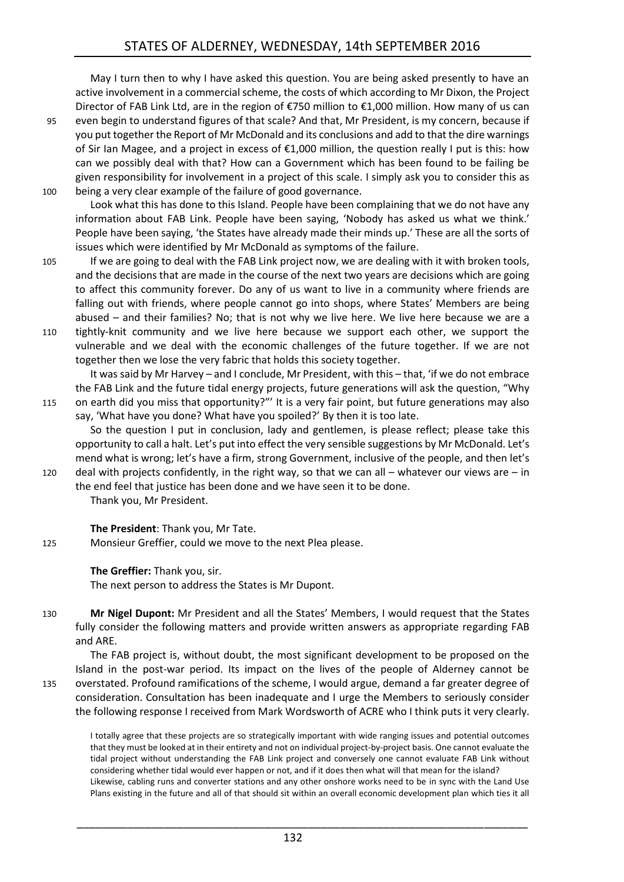May I turn then to why I have asked this question. You are being asked presently to have an active involvement in a commercial scheme, the costs of which according to Mr Dixon, the Project Director of FAB Link Ltd, are in the region of €750 million to €1,000 million. How many of us can even begin to understand figures of that scale? And that, Mr President, is my concern, because if you put together the Report of Mr McDonald and its conclusions and add to that the dire warnings of Sir Ian Magee, and a project in excess of €1,000 million, the question really I put is this: how can we possibly deal with that? How can a Government which has been found to be failing be given responsibility for involvement in a project of this scale. I simply ask you to consider this as being a very clear example of the failure of good governance.

Look what this has done to this Island. People have been complaining that we do not have any information about FAB Link. People have been saying, 'Nobody has asked us what we think.' People have been saying, 'the States have already made their minds up.' These are all the sorts of issues which were identified by Mr McDonald as symptoms of the failure.

If we are going to deal with the FAB Link project now, we are dealing with it with broken tools, and the decisions that are made in the course of the next two years are decisions which are going to affect this community forever. Do any of us want to live in a community where friends are falling out with friends, where people cannot go into shops, where States' Members are being abused – and their families? No; that is not why we live here. We live here because we are a tightly-knit community and we live here because we support each other, we support the vulnerable and we deal with the economic challenges of the future together. If we are not together then we lose the very fabric that holds this society together.

It was said by Mr Harvey – and I conclude, Mr President, with this – that, 'if we do not embrace the FAB Link and the future tidal energy projects, future generations will ask the question, "Why on earth did you miss that opportunity?"' It is a very fair point, but future generations may also say, 'What have you done? What have you spoiled?' By then it is too late.

So the question I put in conclusion, lady and gentlemen, is please reflect; please take this opportunity to call a halt. Let's put into effect the very sensible suggestions by Mr McDonald. Let's mend what is wrong; let's have a firm, strong Government, inclusive of the people, and then let's deal with projects confidently, in the right way, so that we can all – whatever our views are – in the end feel that justice has been done and we have seen it to be done.

Thank you, Mr President.

**The President**: Thank you, Mr Tate.

Monsieur Greffier, could we move to the next Plea please.

**The Greffier:** Thank you, sir.

The next person to address the States is Mr Dupont.

**Mr Nigel Dupont:** Mr President and all the States' Members, I would request that the States fully consider the following matters and provide written answers as appropriate regarding FAB and ARE.

The FAB project is, without doubt, the most significant development to be proposed on the Island in the post-war period. Its impact on the lives of the people of Alderney cannot be overstated. Profound ramifications of the scheme, I would argue, demand a far greater degree of consideration. Consultation has been inadequate and I urge the Members to seriously consider the following response I received from Mark Wordsworth of ACRE who I think puts it very clearly.

> I totally agree that these projects are so strategically important with wide ranging issues and potential outcomes that they must be looked at in their entirety and not on individual project-by-project basis. One cannot evaluate the tidal project without understanding the FAB Link project and conversely one cannot evaluate FAB Link without considering whether tidal would ever happen or not, and if it does then what will that mean for the island?
> Likewise, cabling runs and converter stations and any other onshore works need to be in sync with the Land Use Plans existing in the future and all of that should sit within an overall economic development plan which ties it all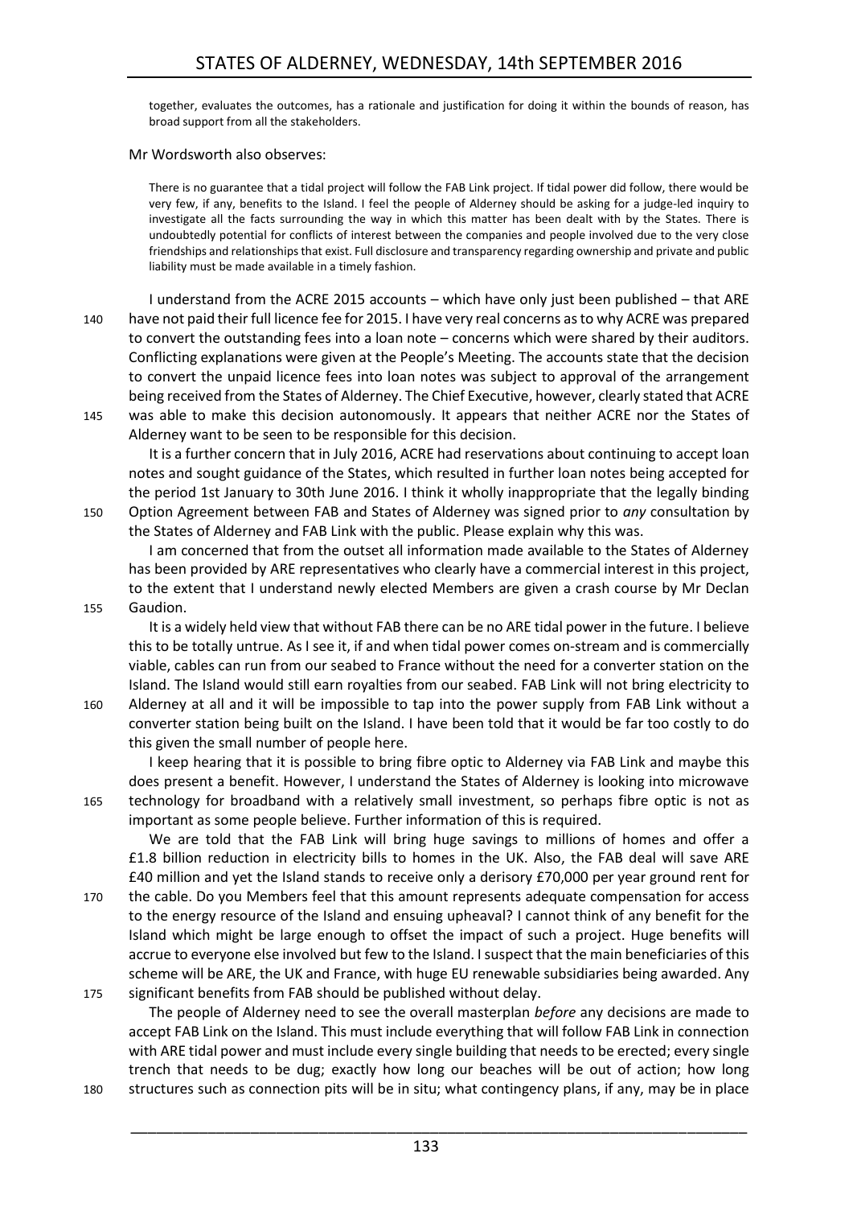together, evaluates the outcomes, has a rationale and justification for doing it within the bounds of reason, has broad support from all the stakeholders.

Mr Wordsworth also observes:

> There is no guarantee that a tidal project will follow the FAB Link project. If tidal power did follow, there would be very few, if any, benefits to the Island. I feel the people of Alderney should be asking for a judge-led inquiry to investigate all the facts surrounding the way in which this matter has been dealt with by the States. There is undoubtedly potential for conflicts of interest between the companies and people involved due to the very close friendships and relationships that exist. Full disclosure and transparency regarding ownership and private and public liability must be made available in a timely fashion.

I understand from the ACRE 2015 accounts – which have only just been published – that ARE have not paid their full licence fee for 2015. I have very real concerns as to why ACRE was prepared to convert the outstanding fees into a loan note – concerns which were shared by their auditors. Conflicting explanations were given at the People's Meeting. The accounts state that the decision to convert the unpaid licence fees into loan notes was subject to approval of the arrangement being received from the States of Alderney. The Chief Executive, however, clearly stated that ACRE was able to make this decision autonomously. It appears that neither ACRE nor the States of Alderney want to be seen to be responsible for this decision.

It is a further concern that in July 2016, ACRE had reservations about continuing to accept loan notes and sought guidance of the States, which resulted in further loan notes being accepted for the period 1st January to 30th June 2016. I think it wholly inappropriate that the legally binding Option Agreement between FAB and States of Alderney was signed prior to *any* consultation by the States of Alderney and FAB Link with the public. Please explain why this was.

I am concerned that from the outset all information made available to the States of Alderney has been provided by ARE representatives who clearly have a commercial interest in this project, to the extent that I understand newly elected Members are given a crash course by Mr Declan Gaudion.

It is a widely held view that without FAB there can be no ARE tidal power in the future. I believe this to be totally untrue. As I see it, if and when tidal power comes on-stream and is commercially viable, cables can run from our seabed to France without the need for a converter station on the Island. The Island would still earn royalties from our seabed. FAB Link will not bring electricity to Alderney at all and it will be impossible to tap into the power supply from FAB Link without a converter station being built on the Island. I have been told that it would be far too costly to do this given the small number of people here.

I keep hearing that it is possible to bring fibre optic to Alderney via FAB Link and maybe this does present a benefit. However, I understand the States of Alderney is looking into microwave technology for broadband with a relatively small investment, so perhaps fibre optic is not as important as some people believe. Further information of this is required.

We are told that the FAB Link will bring huge savings to millions of homes and offer a £1.8 billion reduction in electricity bills to homes in the UK. Also, the FAB deal will save ARE £40 million and yet the Island stands to receive only a derisory £70,000 per year ground rent for the cable. Do you Members feel that this amount represents adequate compensation for access to the energy resource of the Island and ensuing upheaval? I cannot think of any benefit for the Island which might be large enough to offset the impact of such a project. Huge benefits will accrue to everyone else involved but few to the Island. I suspect that the main beneficiaries of this scheme will be ARE, the UK and France, with huge EU renewable subsidiaries being awarded. Any significant benefits from FAB should be published without delay.

The people of Alderney need to see the overall masterplan *before* any decisions are made to accept FAB Link on the Island. This must include everything that will follow FAB Link in connection with ARE tidal power and must include every single building that needs to be erected; every single trench that needs to be dug; exactly how long our beaches will be out of action; how long structures such as connection pits will be in situ; what contingency plans, if any, may be in place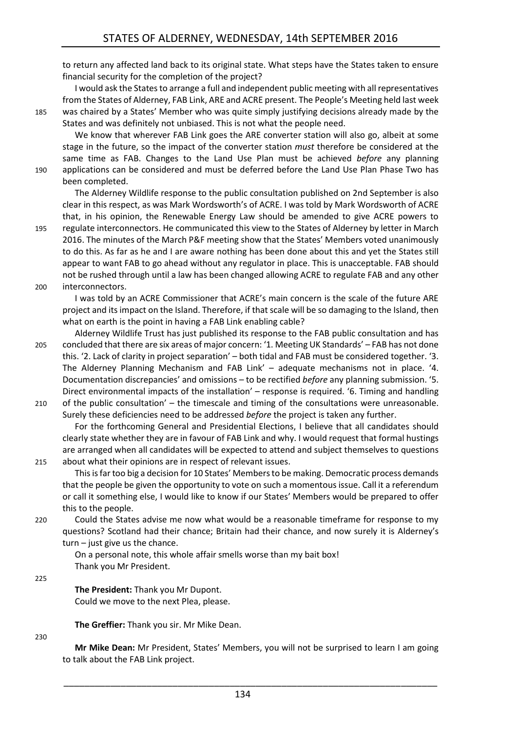to return any affected land back to its original state. What steps have the States taken to ensure financial security for the completion of the project?

I would ask the States to arrange a full and independent public meeting with all representatives from the States of Alderney, FAB Link, ARE and ACRE present. The People's Meeting held last week was chaired by a States' Member who was quite simply justifying decisions already made by the States and was definitely not unbiased. This is not what the people need.

We know that wherever FAB Link goes the ARE converter station will also go, albeit at some stage in the future, so the impact of the converter station *must* therefore be considered at the same time as FAB. Changes to the Land Use Plan must be achieved *before* any planning applications can be considered and must be deferred before the Land Use Plan Phase Two has been completed.

The Alderney Wildlife response to the public consultation published on 2nd September is also clear in this respect, as was Mark Wordsworth's of ACRE. I was told by Mark Wordsworth of ACRE that, in his opinion, the Renewable Energy Law should be amended to give ACRE powers to regulate interconnectors. He communicated this view to the States of Alderney by letter in March 2016. The minutes of the March P&F meeting show that the States' Members voted unanimously to do this. As far as he and I are aware nothing has been done about this and yet the States still appear to want FAB to go ahead without any regulator in place. This is unacceptable. FAB should not be rushed through until a law has been changed allowing ACRE to regulate FAB and any other interconnectors.

I was told by an ACRE Commissioner that ACRE's main concern is the scale of the future ARE project and its impact on the Island. Therefore, if that scale will be so damaging to the Island, then what on earth is the point in having a FAB Link enabling cable?

Alderney Wildlife Trust has just published its response to the FAB public consultation and has concluded that there are six areas of major concern: '1. Meeting UK Standards' – FAB has not done this. '2. Lack of clarity in project separation' – both tidal and FAB must be considered together. '3. The Alderney Planning Mechanism and FAB Link' – adequate mechanisms not in place. '4. Documentation discrepancies' and omissions – to be rectified *before* any planning submission. '5. Direct environmental impacts of the installation' – response is required. '6. Timing and handling of the public consultation' – the timescale and timing of the consultations were unreasonable. Surely these deficiencies need to be addressed *before* the project is taken any further.

For the forthcoming General and Presidential Elections, I believe that all candidates should clearly state whether they are in favour of FAB Link and why. I would request that formal hustings are arranged when all candidates will be expected to attend and subject themselves to questions about what their opinions are in respect of relevant issues.

This is far too big a decision for 10 States' Members to be making. Democratic process demands that the people be given the opportunity to vote on such a momentous issue. Call it a referendum or call it something else, I would like to know if our States' Members would be prepared to offer this to the people.

Could the States advise me now what would be a reasonable timeframe for response to my questions? Scotland had their chance; Britain had their chance, and now surely it is Alderney's turn – just give us the chance.

On a personal note, this whole affair smells worse than my bait box!
Thank you Mr President.

**The President:** Thank you Mr Dupont.
Could we move to the next Plea, please.

**The Greffier:** Thank you sir. Mr Mike Dean.

**Mr Mike Dean:** Mr President, States' Members, you will not be surprised to learn I am going to talk about the FAB Link project.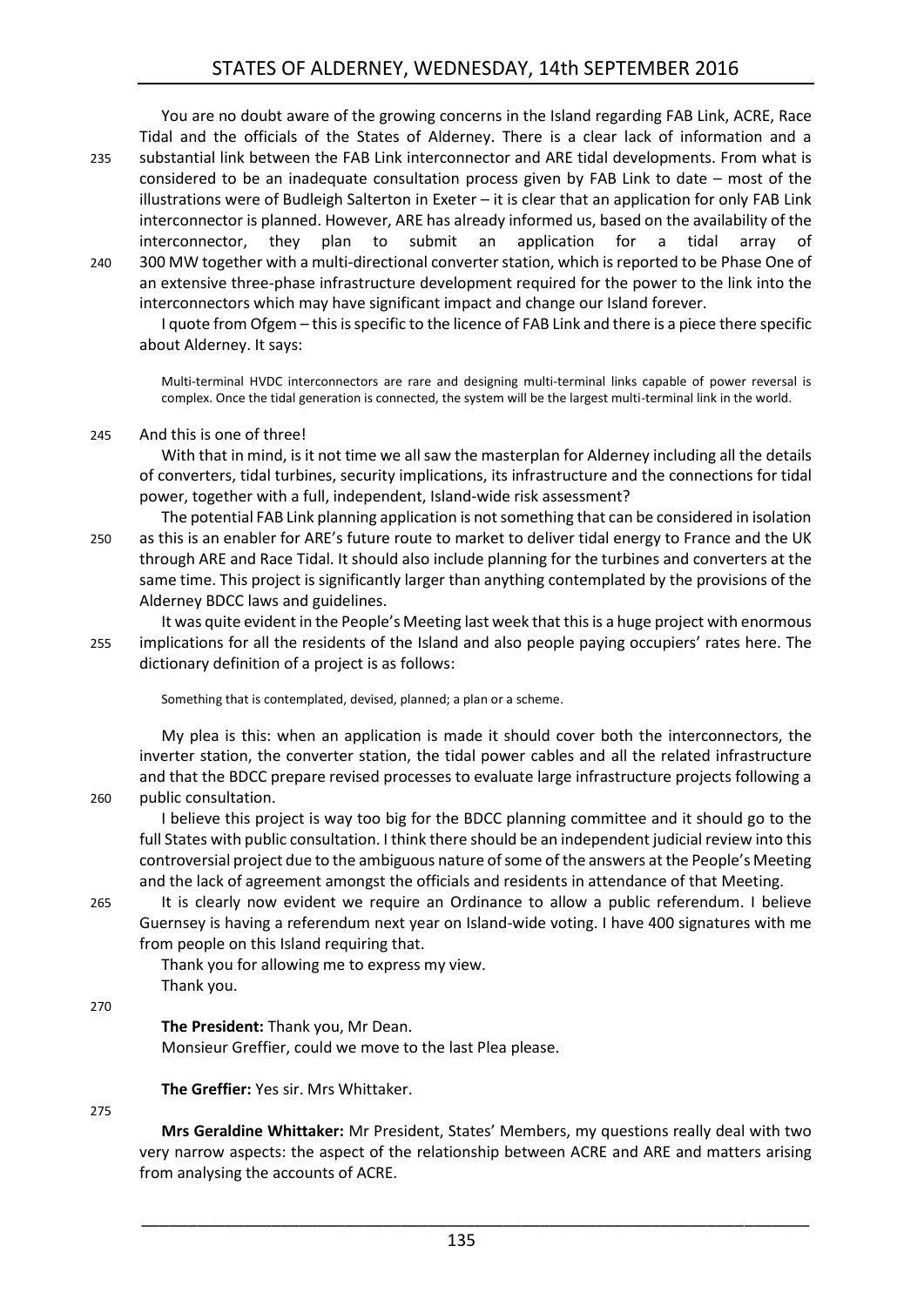You are no doubt aware of the growing concerns in the Island regarding FAB Link, ACRE, Race Tidal and the officials of the States of Alderney. There is a clear lack of information and a substantial link between the FAB Link interconnector and ARE tidal developments. From what is considered to be an inadequate consultation process given by FAB Link to date – most of the illustrations were of Budleigh Salterton in Exeter – it is clear that an application for only FAB Link interconnector is planned. However, ARE has already informed us, based on the availability of the interconnector, they plan to submit an application for a tidal array of 300 MW together with a multi-directional converter station, which is reported to be Phase One of an extensive three-phase infrastructure development required for the power to the link into the interconnectors which may have significant impact and change our Island forever.

I quote from Ofgem – this is specific to the licence of FAB Link and there is a piece there specific about Alderney. It says:

> Multi-terminal HVDC interconnectors are rare and designing multi-terminal links capable of power reversal is complex. Once the tidal generation is connected, the system will be the largest multi-terminal link in the world.

And this is one of three!

With that in mind, is it not time we all saw the masterplan for Alderney including all the details of converters, tidal turbines, security implications, its infrastructure and the connections for tidal power, together with a full, independent, Island-wide risk assessment?

The potential FAB Link planning application is not something that can be considered in isolation as this is an enabler for ARE's future route to market to deliver tidal energy to France and the UK through ARE and Race Tidal. It should also include planning for the turbines and converters at the same time. This project is significantly larger than anything contemplated by the provisions of the Alderney BDCC laws and guidelines.

It was quite evident in the People's Meeting last week that this is a huge project with enormous implications for all the residents of the Island and also people paying occupiers' rates here. The dictionary definition of a project is as follows:

> Something that is contemplated, devised, planned; a plan or a scheme.

My plea is this: when an application is made it should cover both the interconnectors, the inverter station, the converter station, the tidal power cables and all the related infrastructure and that the BDCC prepare revised processes to evaluate large infrastructure projects following a public consultation.

I believe this project is way too big for the BDCC planning committee and it should go to the full States with public consultation. I think there should be an independent judicial review into this controversial project due to the ambiguous nature of some of the answers at the People's Meeting and the lack of agreement amongst the officials and residents in attendance of that Meeting.

It is clearly now evident we require an Ordinance to allow a public referendum. I believe Guernsey is having a referendum next year on Island-wide voting. I have 400 signatures with me from people on this Island requiring that.

Thank you for allowing me to express my view.

Thank you.

**The President:** Thank you, Mr Dean.

Monsieur Greffier, could we move to the last Plea please.

**The Greffier:** Yes sir. Mrs Whittaker.

**Mrs Geraldine Whittaker:** Mr President, States' Members, my questions really deal with two very narrow aspects: the aspect of the relationship between ACRE and ARE and matters arising from analysing the accounts of ACRE.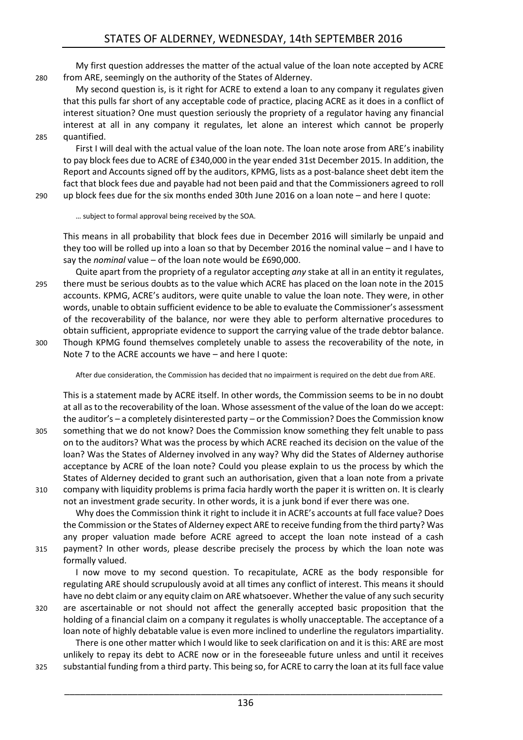My first question addresses the matter of the actual value of the loan note accepted by ACRE from ARE, seemingly on the authority of the States of Alderney.

My second question is, is it right for ACRE to extend a loan to any company it regulates given that this pulls far short of any acceptable code of practice, placing ACRE as it does in a conflict of interest situation? One must question seriously the propriety of a regulator having any financial interest at all in any company it regulates, let alone an interest which cannot be properly quantified.

First I will deal with the actual value of the loan note. The loan note arose from ARE's inability to pay block fees due to ACRE of £340,000 in the year ended 31st December 2015. In addition, the Report and Accounts signed off by the auditors, KPMG, lists as a post-balance sheet debt item the fact that block fees due and payable had not been paid and that the Commissioners agreed to roll up block fees due for the six months ended 30th June 2016 on a loan note – and here I quote:

> … subject to formal approval being received by the SOA.

This means in all probability that block fees due in December 2016 will similarly be unpaid and they too will be rolled up into a loan so that by December 2016 the nominal value – and I have to say the *nominal* value – of the loan note would be £690,000.

Quite apart from the propriety of a regulator accepting *any* stake at all in an entity it regulates, there must be serious doubts as to the value which ACRE has placed on the loan note in the 2015 accounts. KPMG, ACRE's auditors, were quite unable to value the loan note. They were, in other words, unable to obtain sufficient evidence to be able to evaluate the Commissioner's assessment of the recoverability of the balance, nor were they able to perform alternative procedures to obtain sufficient, appropriate evidence to support the carrying value of the trade debtor balance. Though KPMG found themselves completely unable to assess the recoverability of the note, in Note 7 to the ACRE accounts we have – and here I quote:

> After due consideration, the Commission has decided that no impairment is required on the debt due from ARE.

This is a statement made by ACRE itself. In other words, the Commission seems to be in no doubt at all as to the recoverability of the loan. Whose assessment of the value of the loan do we accept: the auditor's – a completely disinterested party – or the Commission? Does the Commission know something that we do not know? Does the Commission know something they felt unable to pass on to the auditors? What was the process by which ACRE reached its decision on the value of the loan? Was the States of Alderney involved in any way? Why did the States of Alderney authorise acceptance by ACRE of the loan note? Could you please explain to us the process by which the States of Alderney decided to grant such an authorisation, given that a loan note from a private company with liquidity problems is prima facia hardly worth the paper it is written on. It is clearly not an investment grade security. In other words, it is a junk bond if ever there was one.

Why does the Commission think it right to include it in ACRE's accounts at full face value? Does the Commission or the States of Alderney expect ARE to receive funding from the third party? Was any proper valuation made before ACRE agreed to accept the loan note instead of a cash payment? In other words, please describe precisely the process by which the loan note was formally valued.

I now move to my second question. To recapitulate, ACRE as the body responsible for regulating ARE should scrupulously avoid at all times any conflict of interest. This means it should have no debt claim or any equity claim on ARE whatsoever. Whether the value of any such security are ascertainable or not should not affect the generally accepted basic proposition that the holding of a financial claim on a company it regulates is wholly unacceptable. The acceptance of a loan note of highly debatable value is even more inclined to underline the regulators impartiality.

There is one other matter which I would like to seek clarification on and it is this: ARE are most unlikely to repay its debt to ACRE now or in the foreseeable future unless and until it receives substantial funding from a third party. This being so, for ACRE to carry the loan at its full face value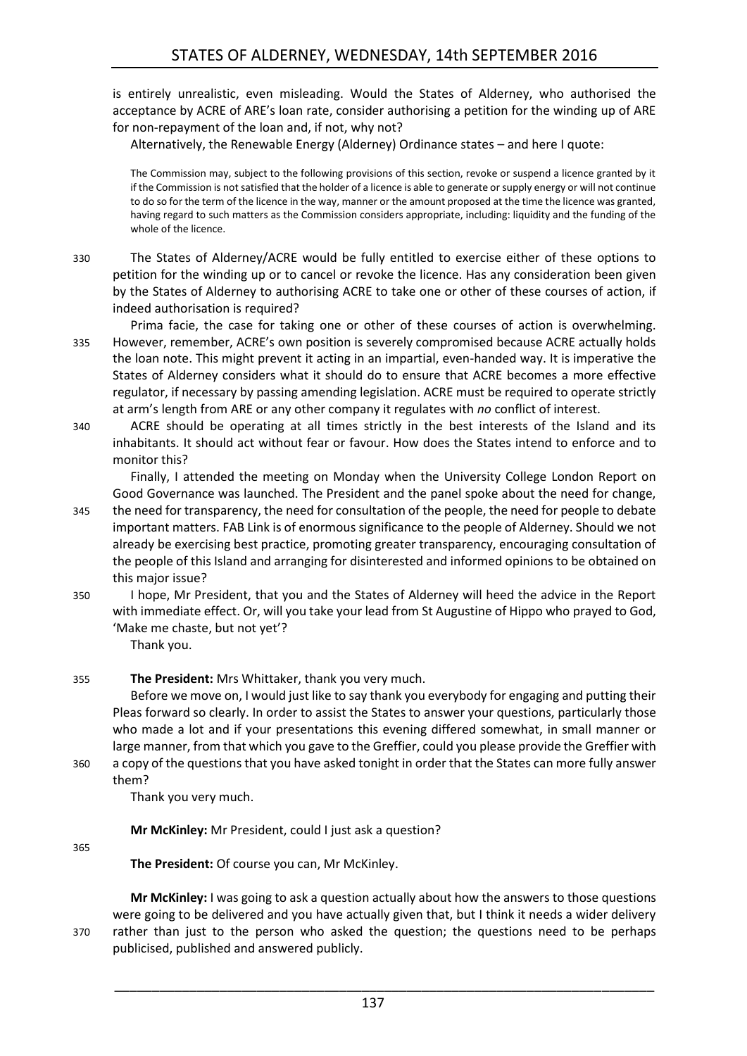is entirely unrealistic, even misleading. Would the States of Alderney, who authorised the acceptance by ACRE of ARE's loan rate, consider authorising a petition for the winding up of ARE for non-repayment of the loan and, if not, why not?

Alternatively, the Renewable Energy (Alderney) Ordinance states – and here I quote:

> The Commission may, subject to the following provisions of this section, revoke or suspend a licence granted by it if the Commission is not satisfied that the holder of a licence is able to generate or supply energy or will not continue to do so for the term of the licence in the way, manner or the amount proposed at the time the licence was granted, having regard to such matters as the Commission considers appropriate, including: liquidity and the funding of the whole of the licence.

The States of Alderney/ACRE would be fully entitled to exercise either of these options to petition for the winding up or to cancel or revoke the licence. Has any consideration been given by the States of Alderney to authorising ACRE to take one or other of these courses of action, if indeed authorisation is required?

Prima facie, the case for taking one or other of these courses of action is overwhelming. However, remember, ACRE's own position is severely compromised because ACRE actually holds the loan note. This might prevent it acting in an impartial, even-handed way. It is imperative the States of Alderney considers what it should do to ensure that ACRE becomes a more effective regulator, if necessary by passing amending legislation. ACRE must be required to operate strictly at arm's length from ARE or any other company it regulates with *no* conflict of interest.

ACRE should be operating at all times strictly in the best interests of the Island and its inhabitants. It should act without fear or favour. How does the States intend to enforce and to monitor this?

Finally, I attended the meeting on Monday when the University College London Report on Good Governance was launched. The President and the panel spoke about the need for change, the need for transparency, the need for consultation of the people, the need for people to debate important matters. FAB Link is of enormous significance to the people of Alderney. Should we not already be exercising best practice, promoting greater transparency, encouraging consultation of the people of this Island and arranging for disinterested and informed opinions to be obtained on this major issue?

I hope, Mr President, that you and the States of Alderney will heed the advice in the Report with immediate effect. Or, will you take your lead from St Augustine of Hippo who prayed to God, 'Make me chaste, but not yet'?

Thank you.

**The President:** Mrs Whittaker, thank you very much.

Before we move on, I would just like to say thank you everybody for engaging and putting their Pleas forward so clearly. In order to assist the States to answer your questions, particularly those who made a lot and if your presentations this evening differed somewhat, in small manner or large manner, from that which you gave to the Greffier, could you please provide the Greffier with a copy of the questions that you have asked tonight in order that the States can more fully answer them?

Thank you very much.

**Mr McKinley:** Mr President, could I just ask a question?

**The President:** Of course you can, Mr McKinley.

**Mr McKinley:** I was going to ask a question actually about how the answers to those questions were going to be delivered and you have actually given that, but I think it needs a wider delivery rather than just to the person who asked the question; the questions need to be perhaps publicised, published and answered publicly.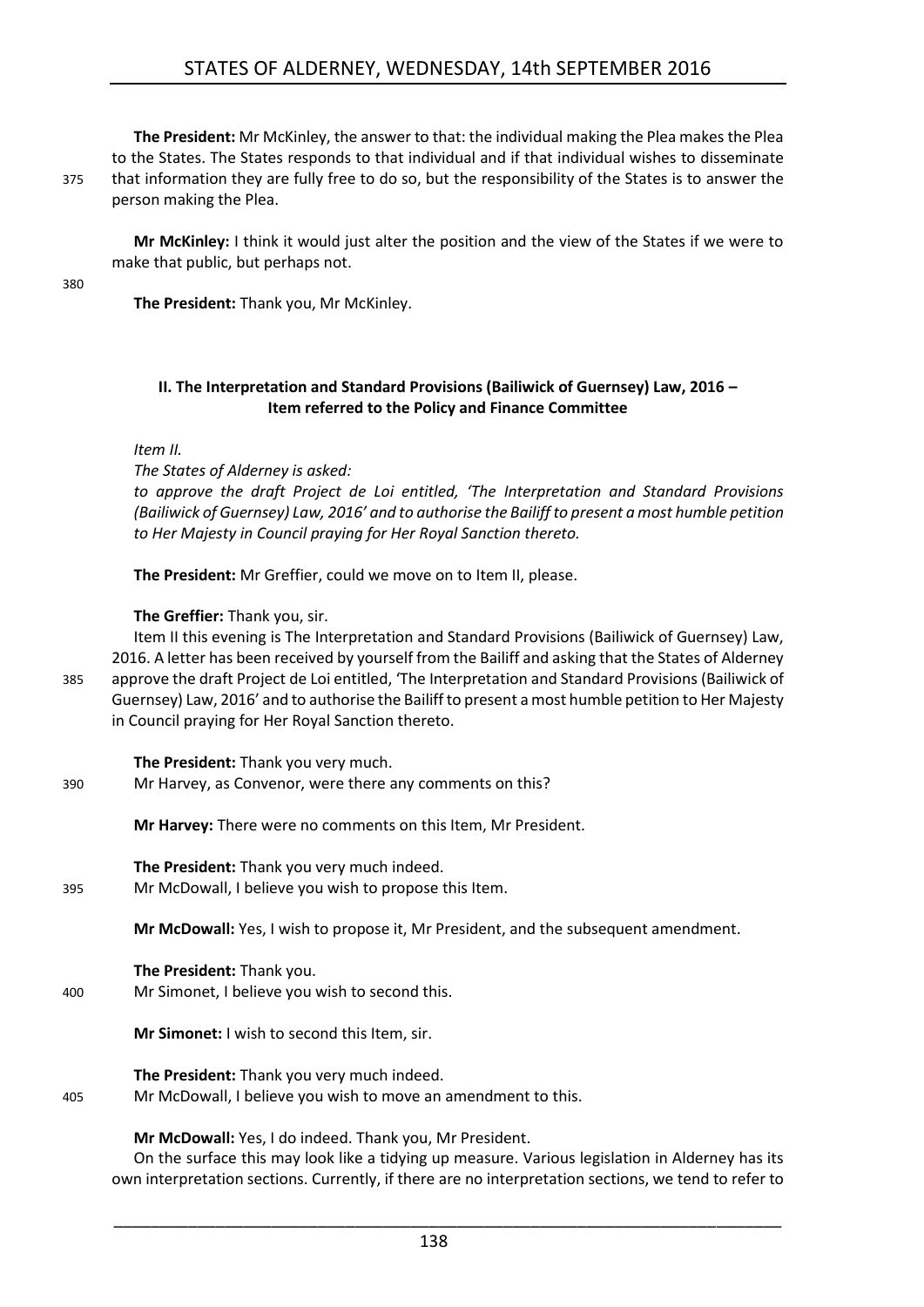**The President:** Mr McKinley, the answer to that: the individual making the Plea makes the Plea to the States. The States responds to that individual and if that individual wishes to disseminate that information they are fully free to do so, but the responsibility of the States is to answer the person making the Plea.

**Mr McKinley:** I think it would just alter the position and the view of the States if we were to make that public, but perhaps not.

**The President:** Thank you, Mr McKinley.

## II. The Interpretation and Standard Provisions (Bailiwick of Guernsey) Law, 2016 – Item referred to the Policy and Finance Committee

*Item II.*

*The States of Alderney is asked:*

*to approve the draft Project de Loi entitled, 'The Interpretation and Standard Provisions (Bailiwick of Guernsey) Law, 2016' and to authorise the Bailiff to present a most humble petition to Her Majesty in Council praying for Her Royal Sanction thereto.*

**The President:** Mr Greffier, could we move on to Item II, please.

**The Greffier:** Thank you, sir.

Item II this evening is The Interpretation and Standard Provisions (Bailiwick of Guernsey) Law, 2016. A letter has been received by yourself from the Bailiff and asking that the States of Alderney approve the draft Project de Loi entitled, 'The Interpretation and Standard Provisions (Bailiwick of Guernsey) Law, 2016' and to authorise the Bailiff to present a most humble petition to Her Majesty in Council praying for Her Royal Sanction thereto.

**The President:** Thank you very much.

Mr Harvey, as Convenor, were there any comments on this?

**Mr Harvey:** There were no comments on this Item, Mr President.

**The President:** Thank you very much indeed.

Mr McDowall, I believe you wish to propose this Item.

**Mr McDowall:** Yes, I wish to propose it, Mr President, and the subsequent amendment.

**The President:** Thank you.

Mr Simonet, I believe you wish to second this.

**Mr Simonet:** I wish to second this Item, sir.

**The President:** Thank you very much indeed.

Mr McDowall, I believe you wish to move an amendment to this.

**Mr McDowall:** Yes, I do indeed. Thank you, Mr President.

On the surface this may look like a tidying up measure. Various legislation in Alderney has its own interpretation sections. Currently, if there are no interpretation sections, we tend to refer to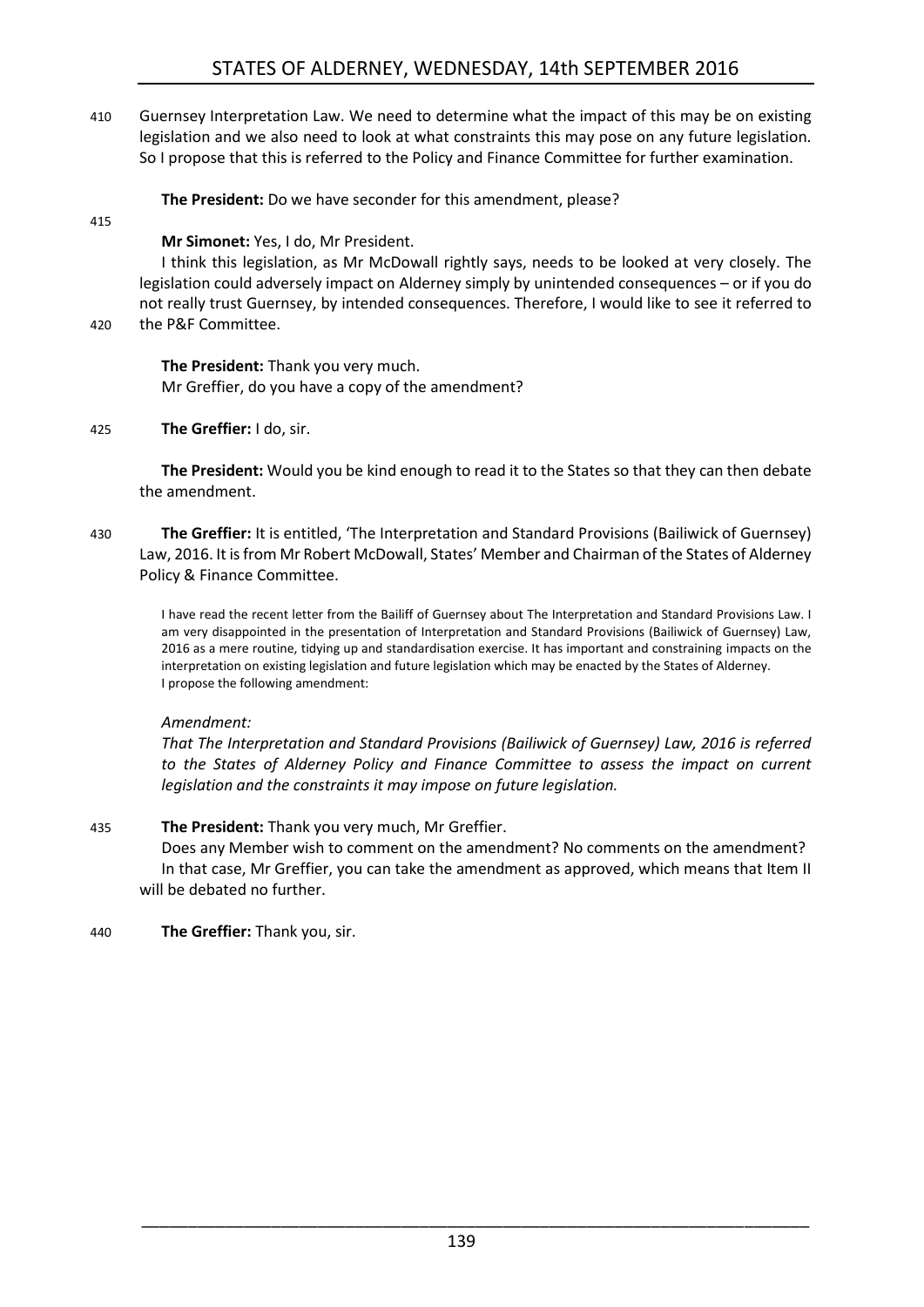Guernsey Interpretation Law. We need to determine what the impact of this may be on existing legislation and we also need to look at what constraints this may pose on any future legislation. So I propose that this is referred to the Policy and Finance Committee for further examination.

**The President:** Do we have seconder for this amendment, please?

**Mr Simonet:** Yes, I do, Mr President.

I think this legislation, as Mr McDowall rightly says, needs to be looked at very closely. The legislation could adversely impact on Alderney simply by unintended consequences – or if you do not really trust Guernsey, by intended consequences. Therefore, I would like to see it referred to the P&F Committee.

**The President:** Thank you very much.

Mr Greffier, do you have a copy of the amendment?

**The Greffier:** I do, sir.

**The President:** Would you be kind enough to read it to the States so that they can then debate the amendment.

**The Greffier:** It is entitled, 'The Interpretation and Standard Provisions (Bailiwick of Guernsey) Law, 2016. It is from Mr Robert McDowall, States' Member and Chairman of the States of Alderney Policy & Finance Committee.

> I have read the recent letter from the Bailiff of Guernsey about The Interpretation and Standard Provisions Law. I am very disappointed in the presentation of Interpretation and Standard Provisions (Bailiwick of Guernsey) Law, 2016 as a mere routine, tidying up and standardisation exercise. It has important and constraining impacts on the interpretation on existing legislation and future legislation which may be enacted by the States of Alderney.
> I propose the following amendment:
>
> *Amendment:*
>
> *That The Interpretation and Standard Provisions (Bailiwick of Guernsey) Law, 2016 is referred to the States of Alderney Policy and Finance Committee to assess the impact on current legislation and the constraints it may impose on future legislation.*

**The President:** Thank you very much, Mr Greffier.

Does any Member wish to comment on the amendment? No comments on the amendment?

In that case, Mr Greffier, you can take the amendment as approved, which means that Item II will be debated no further.

**The Greffier:** Thank you, sir.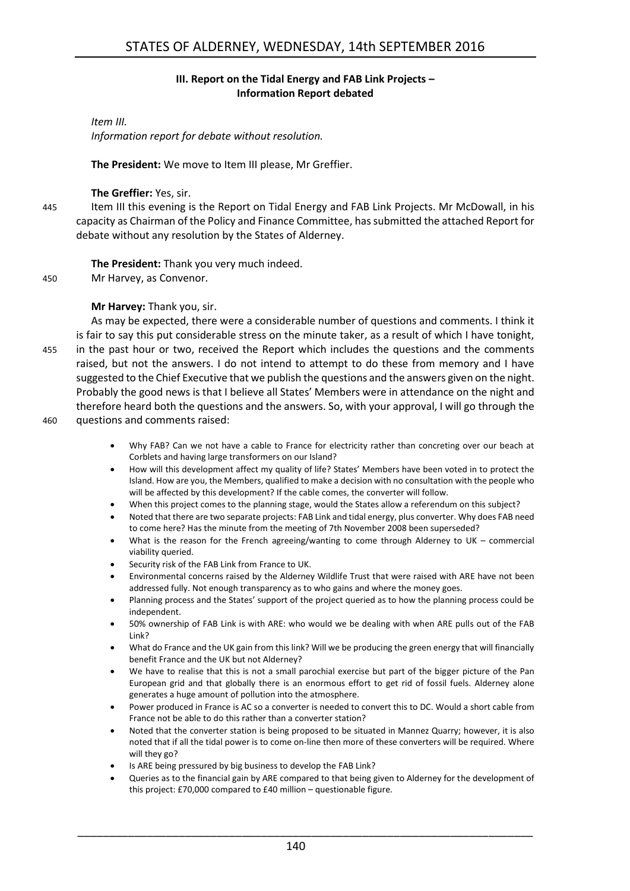### III. Report on the Tidal Energy and FAB Link Projects – Information Report debated

*Item III.*
*Information report for debate without resolution.*

**The President:** We move to Item III please, Mr Greffier.

**The Greffier:** Yes, sir.

Item III this evening is the Report on Tidal Energy and FAB Link Projects. Mr McDowall, in his capacity as Chairman of the Policy and Finance Committee, has submitted the attached Report for debate without any resolution by the States of Alderney.

**The President:** Thank you very much indeed.

Mr Harvey, as Convenor.

**Mr Harvey:** Thank you, sir.

As may be expected, there were a considerable number of questions and comments. I think it is fair to say this put considerable stress on the minute taker, as a result of which I have tonight, in the past hour or two, received the Report which includes the questions and the comments raised, but not the answers. I do not intend to attempt to do these from memory and I have suggested to the Chief Executive that we publish the questions and the answers given on the night. Probably the good news is that I believe all States' Members were in attendance on the night and therefore heard both the questions and the answers. So, with your approval, I will go through the questions and comments raised:

- Why FAB? Can we not have a cable to France for electricity rather than concreting over our beach at Corblets and having large transformers on our Island?
- How will this development affect my quality of life? States' Members have been voted in to protect the Island. How are you, the Members, qualified to make a decision with no consultation with the people who will be affected by this development? If the cable comes, the converter will follow.
- When this project comes to the planning stage, would the States allow a referendum on this subject?
- Noted that there are two separate projects: FAB Link and tidal energy, plus converter. Why does FAB need to come here? Has the minute from the meeting of 7th November 2008 been superseded?
- What is the reason for the French agreeing/wanting to come through Alderney to UK – commercial viability queried.
- Security risk of the FAB Link from France to UK.
- Environmental concerns raised by the Alderney Wildlife Trust that were raised with ARE have not been addressed fully. Not enough transparency as to who gains and where the money goes.
- Planning process and the States' support of the project queried as to how the planning process could be independent.
- 50% ownership of FAB Link is with ARE: who would we be dealing with when ARE pulls out of the FAB Link?
- What do France and the UK gain from this link? Will we be producing the green energy that will financially benefit France and the UK but not Alderney?
- We have to realise that this is not a small parochial exercise but part of the bigger picture of the Pan European grid and that globally there is an enormous effort to get rid of fossil fuels. Alderney alone generates a huge amount of pollution into the atmosphere.
- Power produced in France is AC so a converter is needed to convert this to DC. Would a short cable from France not be able to do this rather than a converter station?
- Noted that the converter station is being proposed to be situated in Mannez Quarry; however, it is also noted that if all the tidal power is to come on-line then more of these converters will be required. Where will they go?
- Is ARE being pressured by big business to develop the FAB Link?
- Queries as to the financial gain by ARE compared to that being given to Alderney for the development of this project: £70,000 compared to £40 million – questionable figure.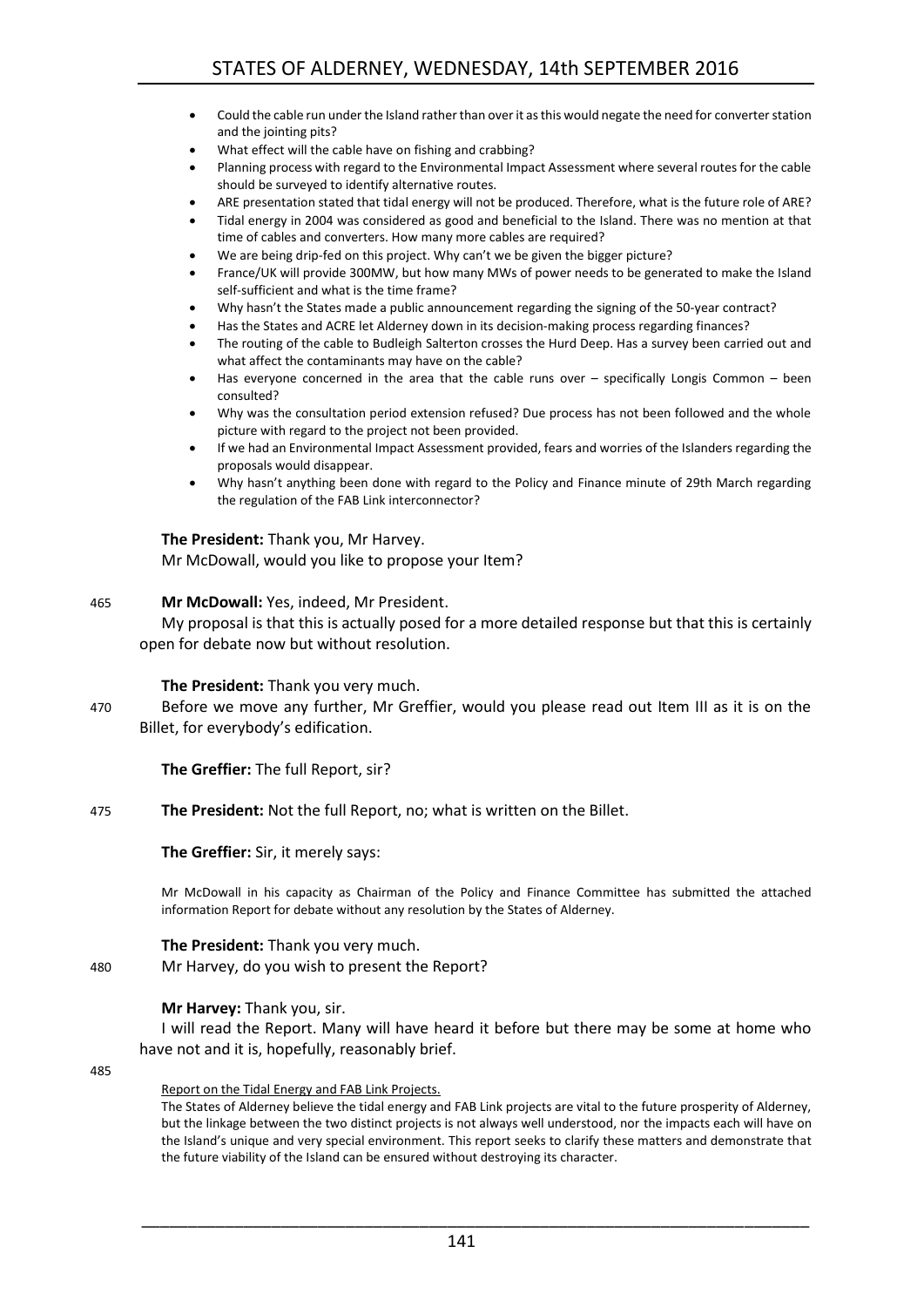- Could the cable run under the Island rather than over it as this would negate the need for converter station and the jointing pits?
- What effect will the cable have on fishing and crabbing?
- Planning process with regard to the Environmental Impact Assessment where several routes for the cable should be surveyed to identify alternative routes.
- ARE presentation stated that tidal energy will not be produced. Therefore, what is the future role of ARE?
- Tidal energy in 2004 was considered as good and beneficial to the Island. There was no mention at that time of cables and converters. How many more cables are required?
- We are being drip-fed on this project. Why can't we be given the bigger picture?
- France/UK will provide 300MW, but how many MWs of power needs to be generated to make the Island self-sufficient and what is the time frame?
- Why hasn't the States made a public announcement regarding the signing of the 50-year contract?
- Has the States and ACRE let Alderney down in its decision-making process regarding finances?
- The routing of the cable to Budleigh Salterton crosses the Hurd Deep. Has a survey been carried out and what affect the contaminants may have on the cable?
- Has everyone concerned in the area that the cable runs over – specifically Longis Common – been consulted?
- Why was the consultation period extension refused? Due process has not been followed and the whole picture with regard to the project not been provided.
- If we had an Environmental Impact Assessment provided, fears and worries of the Islanders regarding the proposals would disappear.
- Why hasn't anything been done with regard to the Policy and Finance minute of 29th March regarding the regulation of the FAB Link interconnector?

**The President:** Thank you, Mr Harvey.

Mr McDowall, would you like to propose your Item?

465 **Mr McDowall:** Yes, indeed, Mr President.

My proposal is that this is actually posed for a more detailed response but that this is certainly open for debate now but without resolution.

**The President:** Thank you very much.

470 Before we move any further, Mr Greffier, would you please read out Item III as it is on the Billet, for everybody's edification.

**The Greffier:** The full Report, sir?

475 **The President:** Not the full Report, no; what is written on the Billet.

**The Greffier:** Sir, it merely says:

> Mr McDowall in his capacity as Chairman of the Policy and Finance Committee has submitted the attached information Report for debate without any resolution by the States of Alderney.

**The President:** Thank you very much.

480 Mr Harvey, do you wish to present the Report?

**Mr Harvey:** Thank you, sir.

I will read the Report. Many will have heard it before but there may be some at home who have not and it is, hopefully, reasonably brief.

485

> Report on the Tidal Energy and FAB Link Projects.
>
> The States of Alderney believe the tidal energy and FAB Link projects are vital to the future prosperity of Alderney, but the linkage between the two distinct projects is not always well understood, nor the impacts each will have on the Island's unique and very special environment. This report seeks to clarify these matters and demonstrate that the future viability of the Island can be ensured without destroying its character.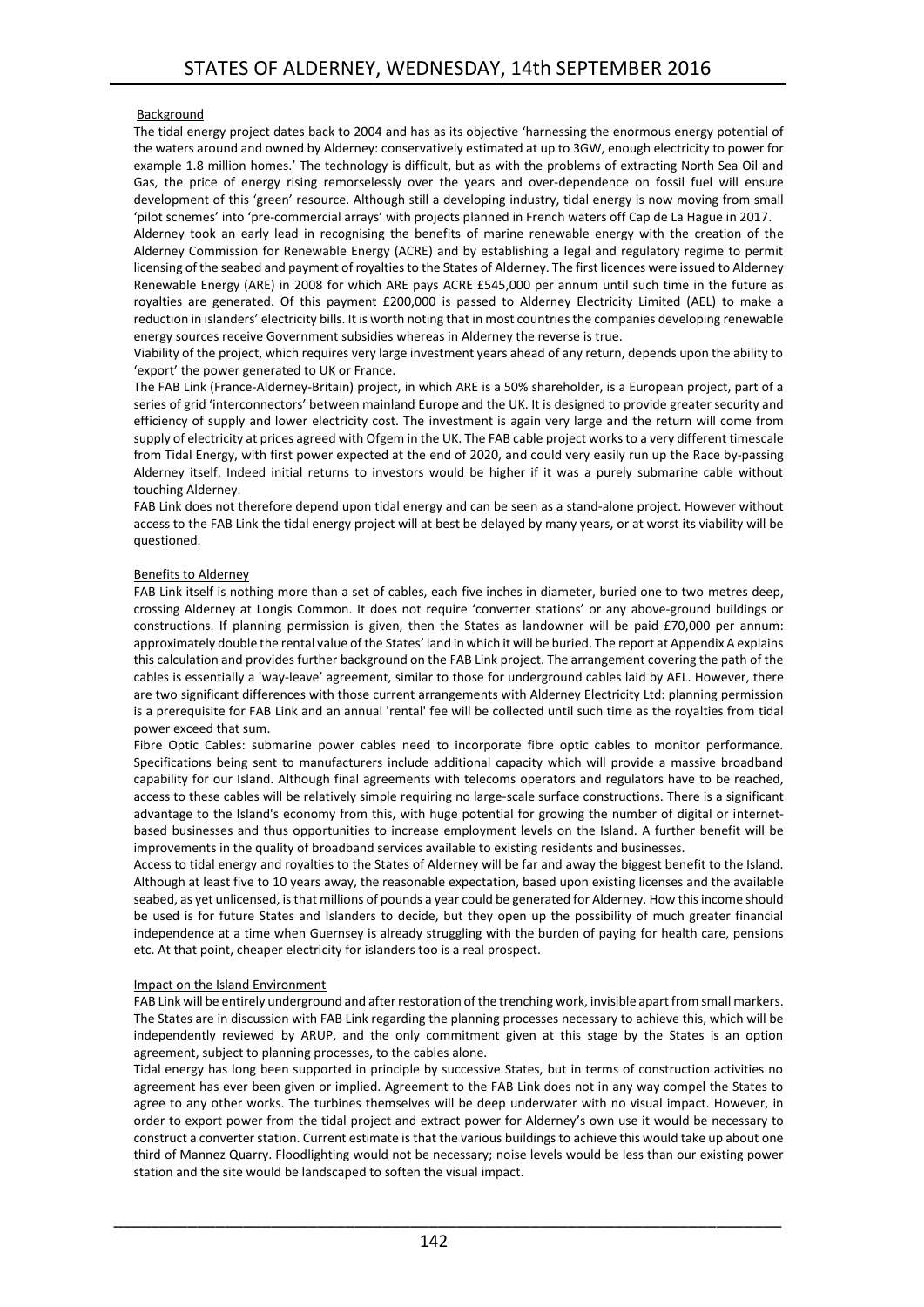Background

The tidal energy project dates back to 2004 and has as its objective 'harnessing the enormous energy potential of the waters around and owned by Alderney: conservatively estimated at up to 3GW, enough electricity to power for example 1.8 million homes.' The technology is difficult, but as with the problems of extracting North Sea Oil and Gas, the price of energy rising remorselessly over the years and over-dependence on fossil fuel will ensure development of this 'green' resource. Although still a developing industry, tidal energy is now moving from small 'pilot schemes' into 'pre-commercial arrays' with projects planned in French waters off Cap de La Hague in 2017.

Alderney took an early lead in recognising the benefits of marine renewable energy with the creation of the Alderney Commission for Renewable Energy (ACRE) and by establishing a legal and regulatory regime to permit licensing of the seabed and payment of royalties to the States of Alderney. The first licences were issued to Alderney Renewable Energy (ARE) in 2008 for which ARE pays ACRE £545,000 per annum until such time in the future as royalties are generated. Of this payment £200,000 is passed to Alderney Electricity Limited (AEL) to make a reduction in islanders' electricity bills. It is worth noting that in most countries the companies developing renewable energy sources receive Government subsidies whereas in Alderney the reverse is true.

Viability of the project, which requires very large investment years ahead of any return, depends upon the ability to 'export' the power generated to UK or France.

The FAB Link (France-Alderney-Britain) project, in which ARE is a 50% shareholder, is a European project, part of a series of grid 'interconnectors' between mainland Europe and the UK. It is designed to provide greater security and efficiency of supply and lower electricity cost. The investment is again very large and the return will come from supply of electricity at prices agreed with Ofgem in the UK. The FAB cable project works to a very different timescale from Tidal Energy, with first power expected at the end of 2020, and could very easily run up the Race by-passing Alderney itself. Indeed initial returns to investors would be higher if it was a purely submarine cable without touching Alderney.

FAB Link does not therefore depend upon tidal energy and can be seen as a stand-alone project. However without access to the FAB Link the tidal energy project will at best be delayed by many years, or at worst its viability will be questioned.

Benefits to Alderney

FAB Link itself is nothing more than a set of cables, each five inches in diameter, buried one to two metres deep, crossing Alderney at Longis Common. It does not require 'converter stations' or any above-ground buildings or constructions. If planning permission is given, then the States as landowner will be paid £70,000 per annum: approximately double the rental value of the States' land in which it will be buried. The report at Appendix A explains this calculation and provides further background on the FAB Link project. The arrangement covering the path of the cables is essentially a 'way-leave' agreement, similar to those for underground cables laid by AEL. However, there are two significant differences with those current arrangements with Alderney Electricity Ltd: planning permission is a prerequisite for FAB Link and an annual 'rental' fee will be collected until such time as the royalties from tidal power exceed that sum.

Fibre Optic Cables: submarine power cables need to incorporate fibre optic cables to monitor performance. Specifications being sent to manufacturers include additional capacity which will provide a massive broadband capability for our Island. Although final agreements with telecoms operators and regulators have to be reached, access to these cables will be relatively simple requiring no large-scale surface constructions. There is a significant advantage to the Island's economy from this, with huge potential for growing the number of digital or internet-based businesses and thus opportunities to increase employment levels on the Island. A further benefit will be improvements in the quality of broadband services available to existing residents and businesses.

Access to tidal energy and royalties to the States of Alderney will be far and away the biggest benefit to the Island. Although at least five to 10 years away, the reasonable expectation, based upon existing licenses and the available seabed, as yet unlicensed, is that millions of pounds a year could be generated for Alderney. How this income should be used is for future States and Islanders to decide, but they open up the possibility of much greater financial independence at a time when Guernsey is already struggling with the burden of paying for health care, pensions etc. At that point, cheaper electricity for islanders too is a real prospect.

Impact on the Island Environment

FAB Link will be entirely underground and after restoration of the trenching work, invisible apart from small markers. The States are in discussion with FAB Link regarding the planning processes necessary to achieve this, which will be independently reviewed by ARUP, and the only commitment given at this stage by the States is an option agreement, subject to planning processes, to the cables alone.

Tidal energy has long been supported in principle by successive States, but in terms of construction activities no agreement has ever been given or implied. Agreement to the FAB Link does not in any way compel the States to agree to any other works. The turbines themselves will be deep underwater with no visual impact. However, in order to export power from the tidal project and extract power for Alderney's own use it would be necessary to construct a converter station. Current estimate is that the various buildings to achieve this would take up about one third of Mannez Quarry. Floodlighting would not be necessary; noise levels would be less than our existing power station and the site would be landscaped to soften the visual impact.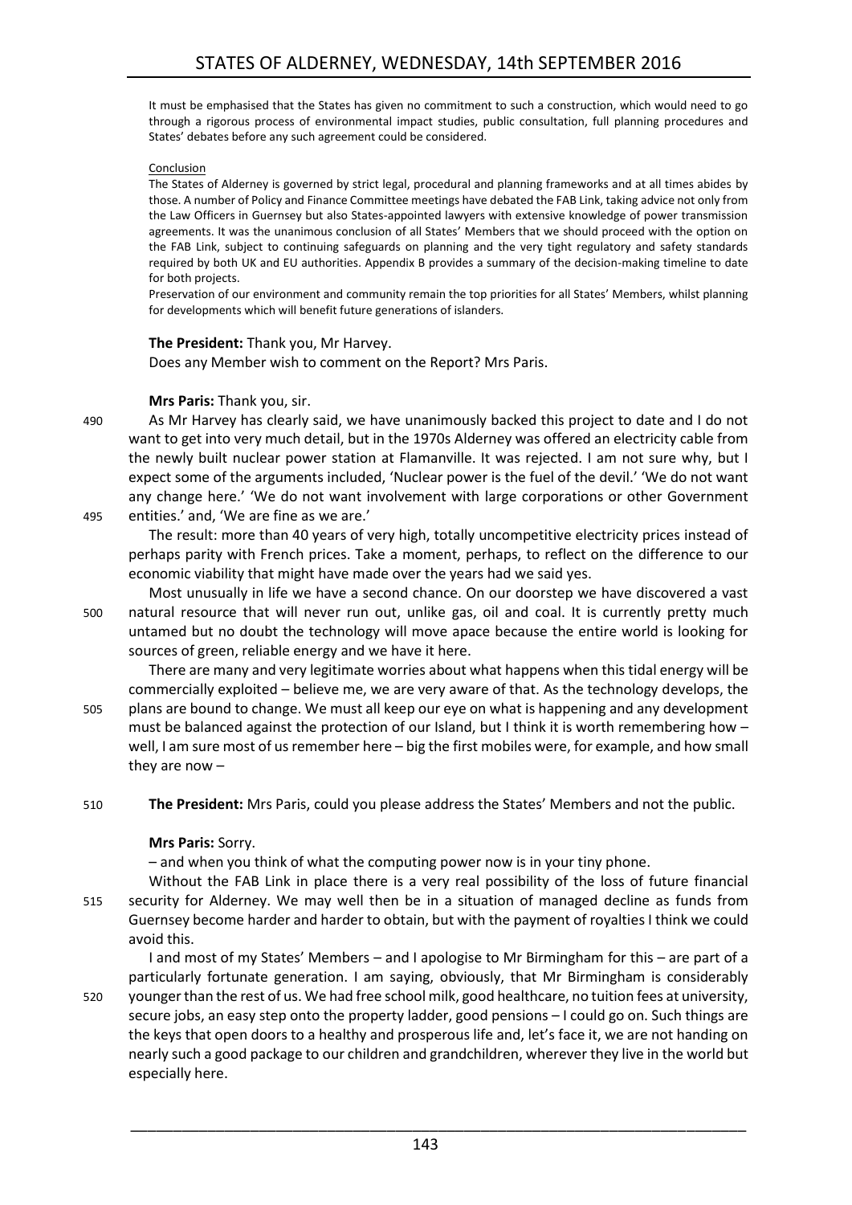It must be emphasised that the States has given no commitment to such a construction, which would need to go through a rigorous process of environmental impact studies, public consultation, full planning procedures and States' debates before any such agreement could be considered.

Conclusion

The States of Alderney is governed by strict legal, procedural and planning frameworks and at all times abides by those. A number of Policy and Finance Committee meetings have debated the FAB Link, taking advice not only from the Law Officers in Guernsey but also States-appointed lawyers with extensive knowledge of power transmission agreements. It was the unanimous conclusion of all States' Members that we should proceed with the option on the FAB Link, subject to continuing safeguards on planning and the very tight regulatory and safety standards required by both UK and EU authorities. Appendix B provides a summary of the decision-making timeline to date for both projects.

Preservation of our environment and community remain the top priorities for all States' Members, whilst planning for developments which will benefit future generations of islanders.

**The President:** Thank you, Mr Harvey.

Does any Member wish to comment on the Report? Mrs Paris.

**Mrs Paris:** Thank you, sir.

490 As Mr Harvey has clearly said, we have unanimously backed this project to date and I do not want to get into very much detail, but in the 1970s Alderney was offered an electricity cable from the newly built nuclear power station at Flamanville. It was rejected. I am not sure why, but I expect some of the arguments included, 'Nuclear power is the fuel of the devil.' 'We do not want any change here.' 'We do not want involvement with large corporations or other Government 495 entities.' and, 'We are fine as we are.'

The result: more than 40 years of very high, totally uncompetitive electricity prices instead of perhaps parity with French prices. Take a moment, perhaps, to reflect on the difference to our economic viability that might have made over the years had we said yes.

Most unusually in life we have a second chance. On our doorstep we have discovered a vast 500 natural resource that will never run out, unlike gas, oil and coal. It is currently pretty much untamed but no doubt the technology will move apace because the entire world is looking for sources of green, reliable energy and we have it here.

There are many and very legitimate worries about what happens when this tidal energy will be commercially exploited – believe me, we are very aware of that. As the technology develops, the 505 plans are bound to change. We must all keep our eye on what is happening and any development must be balanced against the protection of our Island, but I think it is worth remembering how – well, I am sure most of us remember here – big the first mobiles were, for example, and how small they are now –

510 **The President:** Mrs Paris, could you please address the States' Members and not the public.

**Mrs Paris:** Sorry.

– and when you think of what the computing power now is in your tiny phone.

Without the FAB Link in place there is a very real possibility of the loss of future financial 515 security for Alderney. We may well then be in a situation of managed decline as funds from Guernsey become harder and harder to obtain, but with the payment of royalties I think we could avoid this.

I and most of my States' Members – and I apologise to Mr Birmingham for this – are part of a particularly fortunate generation. I am saying, obviously, that Mr Birmingham is considerably 520 younger than the rest of us. We had free school milk, good healthcare, no tuition fees at university, secure jobs, an easy step onto the property ladder, good pensions – I could go on. Such things are the keys that open doors to a healthy and prosperous life and, let's face it, we are not handing on nearly such a good package to our children and grandchildren, wherever they live in the world but especially here.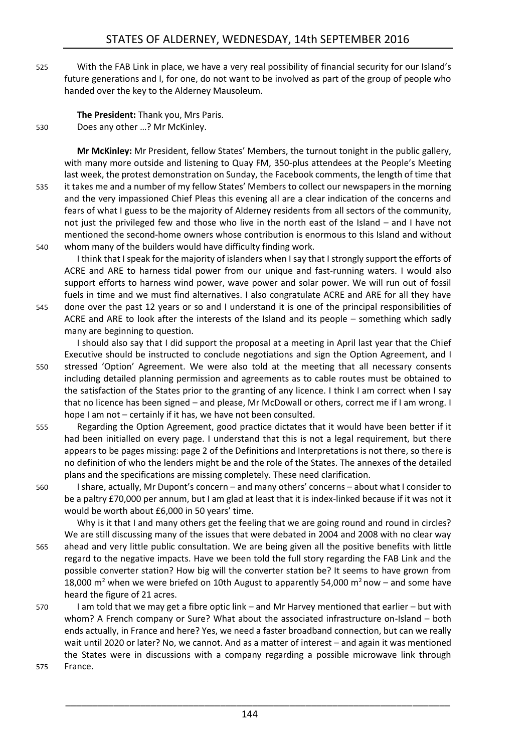With the FAB Link in place, we have a very real possibility of financial security for our Island's future generations and I, for one, do not want to be involved as part of the group of people who handed over the key to the Alderney Mausoleum.

**The President:** Thank you, Mrs Paris.

Does any other …? Mr McKinley.

**Mr McKinley:** Mr President, fellow States' Members, the turnout tonight in the public gallery, with many more outside and listening to Quay FM, 350-plus attendees at the People's Meeting last week, the protest demonstration on Sunday, the Facebook comments, the length of time that it takes me and a number of my fellow States' Members to collect our newspapers in the morning and the very impassioned Chief Pleas this evening all are a clear indication of the concerns and fears of what I guess to be the majority of Alderney residents from all sectors of the community, not just the privileged few and those who live in the north east of the Island – and I have not mentioned the second-home owners whose contribution is enormous to this Island and without whom many of the builders would have difficulty finding work.

I think that I speak for the majority of islanders when I say that I strongly support the efforts of ACRE and ARE to harness tidal power from our unique and fast-running waters. I would also support efforts to harness wind power, wave power and solar power. We will run out of fossil fuels in time and we must find alternatives. I also congratulate ACRE and ARE for all they have done over the past 12 years or so and I understand it is one of the principal responsibilities of ACRE and ARE to look after the interests of the Island and its people – something which sadly many are beginning to question.

I should also say that I did support the proposal at a meeting in April last year that the Chief Executive should be instructed to conclude negotiations and sign the Option Agreement, and I stressed 'Option' Agreement. We were also told at the meeting that all necessary consents including detailed planning permission and agreements as to cable routes must be obtained to the satisfaction of the States prior to the granting of any licence. I think I am correct when I say that no licence has been signed – and please, Mr McDowall or others, correct me if I am wrong. I hope I am not – certainly if it has, we have not been consulted.

Regarding the Option Agreement, good practice dictates that it would have been better if it had been initialled on every page. I understand that this is not a legal requirement, but there appears to be pages missing: page 2 of the Definitions and Interpretations is not there, so there is no definition of who the lenders might be and the role of the States. The annexes of the detailed plans and the specifications are missing completely. These need clarification.

I share, actually, Mr Dupont's concern – and many others' concerns – about what I consider to be a paltry £70,000 per annum, but I am glad at least that it is index-linked because if it was not it would be worth about £6,000 in 50 years' time.

Why is it that I and many others get the feeling that we are going round and round in circles? We are still discussing many of the issues that were debated in 2004 and 2008 with no clear way ahead and very little public consultation. We are being given all the positive benefits with little regard to the negative impacts. Have we been told the full story regarding the FAB Link and the possible converter station? How big will the converter station be? It seems to have grown from 18,000 $m^2$ when we were briefed on 10th August to apparently 54,000 $m^2$ now – and some have heard the figure of 21 acres.

I am told that we may get a fibre optic link – and Mr Harvey mentioned that earlier – but with whom? A French company or Sure? What about the associated infrastructure on-Island – both ends actually, in France and here? Yes, we need a faster broadband connection, but can we really wait until 2020 or later? No, we cannot. And as a matter of interest – and again it was mentioned the States were in discussions with a company regarding a possible microwave link through France.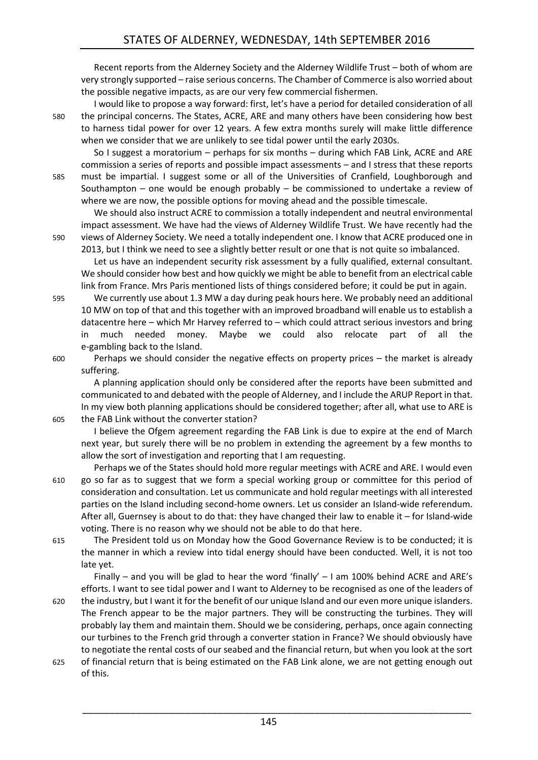Recent reports from the Alderney Society and the Alderney Wildlife Trust – both of whom are very strongly supported – raise serious concerns. The Chamber of Commerce is also worried about the possible negative impacts, as are our very few commercial fishermen.

I would like to propose a way forward: first, let's have a period for detailed consideration of all the principal concerns. The States, ACRE, ARE and many others have been considering how best to harness tidal power for over 12 years. A few extra months surely will make little difference when we consider that we are unlikely to see tidal power until the early 2030s.

So I suggest a moratorium – perhaps for six months – during which FAB Link, ACRE and ARE commission a series of reports and possible impact assessments – and I stress that these reports must be impartial. I suggest some or all of the Universities of Cranfield, Loughborough and Southampton – one would be enough probably – be commissioned to undertake a review of where we are now, the possible options for moving ahead and the possible timescale.

We should also instruct ACRE to commission a totally independent and neutral environmental impact assessment. We have had the views of Alderney Wildlife Trust. We have recently had the views of Alderney Society. We need a totally independent one. I know that ACRE produced one in 2013, but I think we need to see a slightly better result or one that is not quite so imbalanced.

Let us have an independent security risk assessment by a fully qualified, external consultant. We should consider how best and how quickly we might be able to benefit from an electrical cable link from France. Mrs Paris mentioned lists of things considered before; it could be put in again.

We currently use about 1.3 MW a day during peak hours here. We probably need an additional 10 MW on top of that and this together with an improved broadband will enable us to establish a datacentre here – which Mr Harvey referred to – which could attract serious investors and bring in much needed money. Maybe we could also relocate part of all the e-gambling back to the Island.

Perhaps we should consider the negative effects on property prices – the market is already suffering.

A planning application should only be considered after the reports have been submitted and communicated to and debated with the people of Alderney, and I include the ARUP Report in that. In my view both planning applications should be considered together; after all, what use to ARE is the FAB Link without the converter station?

I believe the Ofgem agreement regarding the FAB Link is due to expire at the end of March next year, but surely there will be no problem in extending the agreement by a few months to allow the sort of investigation and reporting that I am requesting.

Perhaps we of the States should hold more regular meetings with ACRE and ARE. I would even go so far as to suggest that we form a special working group or committee for this period of consideration and consultation. Let us communicate and hold regular meetings with all interested parties on the Island including second-home owners. Let us consider an Island-wide referendum. After all, Guernsey is about to do that: they have changed their law to enable it – for Island-wide voting. There is no reason why we should not be able to do that here.

The President told us on Monday how the Good Governance Review is to be conducted; it is the manner in which a review into tidal energy should have been conducted. Well, it is not too late yet.

Finally – and you will be glad to hear the word 'finally' – I am 100% behind ACRE and ARE's efforts. I want to see tidal power and I want to Alderney to be recognised as one of the leaders of the industry, but I want it for the benefit of our unique Island and our even more unique islanders. The French appear to be the major partners. They will be constructing the turbines. They will probably lay them and maintain them. Should we be considering, perhaps, once again connecting our turbines to the French grid through a converter station in France? We should obviously have to negotiate the rental costs of our seabed and the financial return, but when you look at the sort of financial return that is being estimated on the FAB Link alone, we are not getting enough out of this.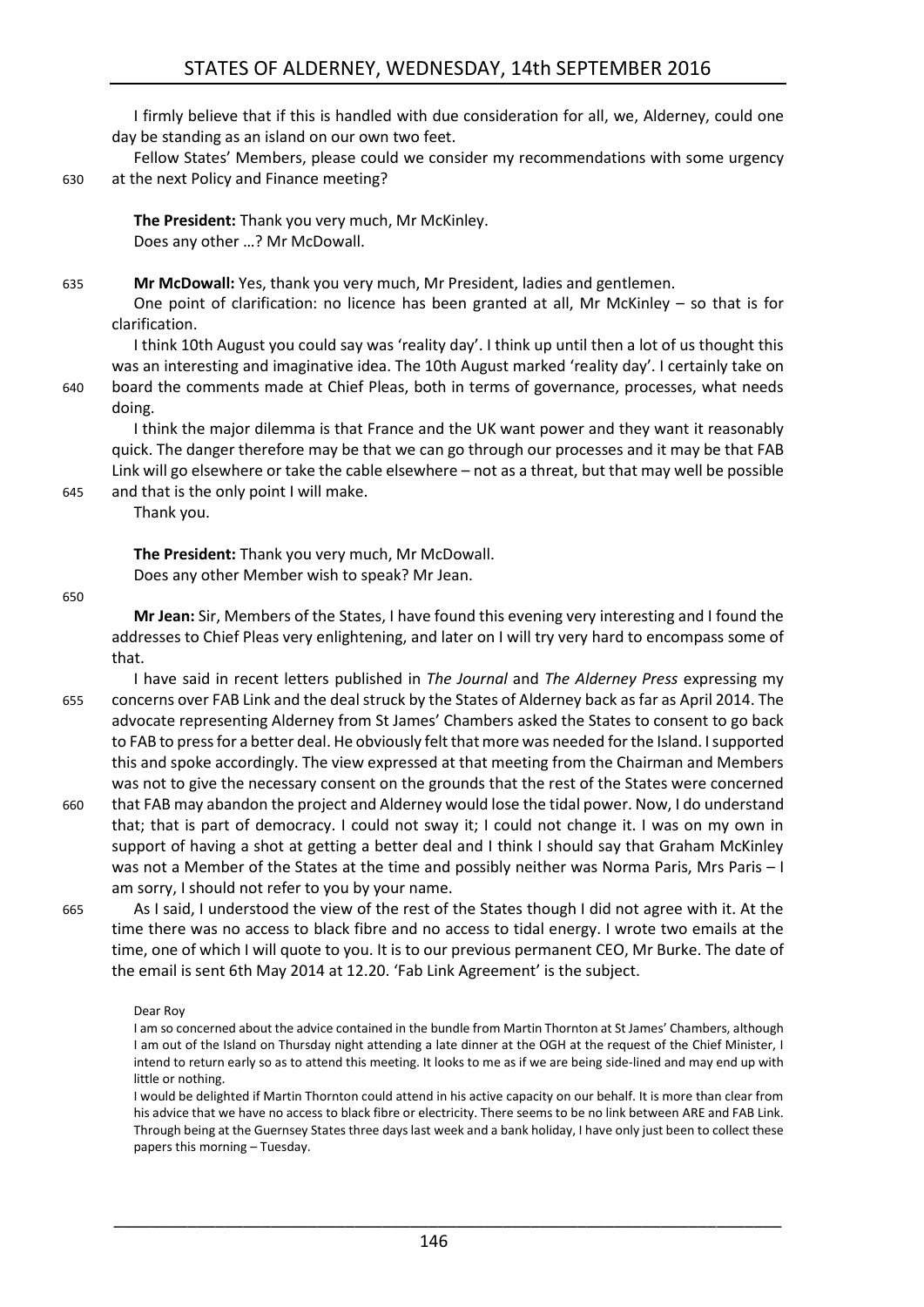I firmly believe that if this is handled with due consideration for all, we, Alderney, could one day be standing as an island on our own two feet.

Fellow States' Members, please could we consider my recommendations with some urgency at the next Policy and Finance meeting?

**The President:** Thank you very much, Mr McKinley.

Does any other …? Mr McDowall.

**Mr McDowall:** Yes, thank you very much, Mr President, ladies and gentlemen.

One point of clarification: no licence has been granted at all, Mr McKinley – so that is for clarification.

I think 10th August you could say was 'reality day'. I think up until then a lot of us thought this was an interesting and imaginative idea. The 10th August marked 'reality day'. I certainly take on board the comments made at Chief Pleas, both in terms of governance, processes, what needs doing.

I think the major dilemma is that France and the UK want power and they want it reasonably quick. The danger therefore may be that we can go through our processes and it may be that FAB Link will go elsewhere or take the cable elsewhere – not as a threat, but that may well be possible and that is the only point I will make.

Thank you.

**The President:** Thank you very much, Mr McDowall.

Does any other Member wish to speak? Mr Jean.

**Mr Jean:** Sir, Members of the States, I have found this evening very interesting and I found the addresses to Chief Pleas very enlightening, and later on I will try very hard to encompass some of that.

I have said in recent letters published in *The Journal* and *The Alderney Press* expressing my concerns over FAB Link and the deal struck by the States of Alderney back as far as April 2014. The advocate representing Alderney from St James' Chambers asked the States to consent to go back to FAB to press for a better deal. He obviously felt that more was needed for the Island. I supported this and spoke accordingly. The view expressed at that meeting from the Chairman and Members was not to give the necessary consent on the grounds that the rest of the States were concerned that FAB may abandon the project and Alderney would lose the tidal power. Now, I do understand that; that is part of democracy. I could not sway it; I could not change it. I was on my own in support of having a shot at getting a better deal and I think I should say that Graham McKinley was not a Member of the States at the time and possibly neither was Norma Paris, Mrs Paris – I am sorry, I should not refer to you by your name.

As I said, I understood the view of the rest of the States though I did not agree with it. At the time there was no access to black fibre and no access to tidal energy. I wrote two emails at the time, one of which I will quote to you. It is to our previous permanent CEO, Mr Burke. The date of the email is sent 6th May 2014 at 12.20. 'Fab Link Agreement' is the subject.

> Dear Roy
>
> I am so concerned about the advice contained in the bundle from Martin Thornton at St James' Chambers, although I am out of the Island on Thursday night attending a late dinner at the OGH at the request of the Chief Minister, I intend to return early so as to attend this meeting. It looks to me as if we are being side-lined and may end up with little or nothing.
>
> I would be delighted if Martin Thornton could attend in his active capacity on our behalf. It is more than clear from his advice that we have no access to black fibre or electricity. There seems to be no link between ARE and FAB Link. Through being at the Guernsey States three days last week and a bank holiday, I have only just been to collect these papers this morning – Tuesday.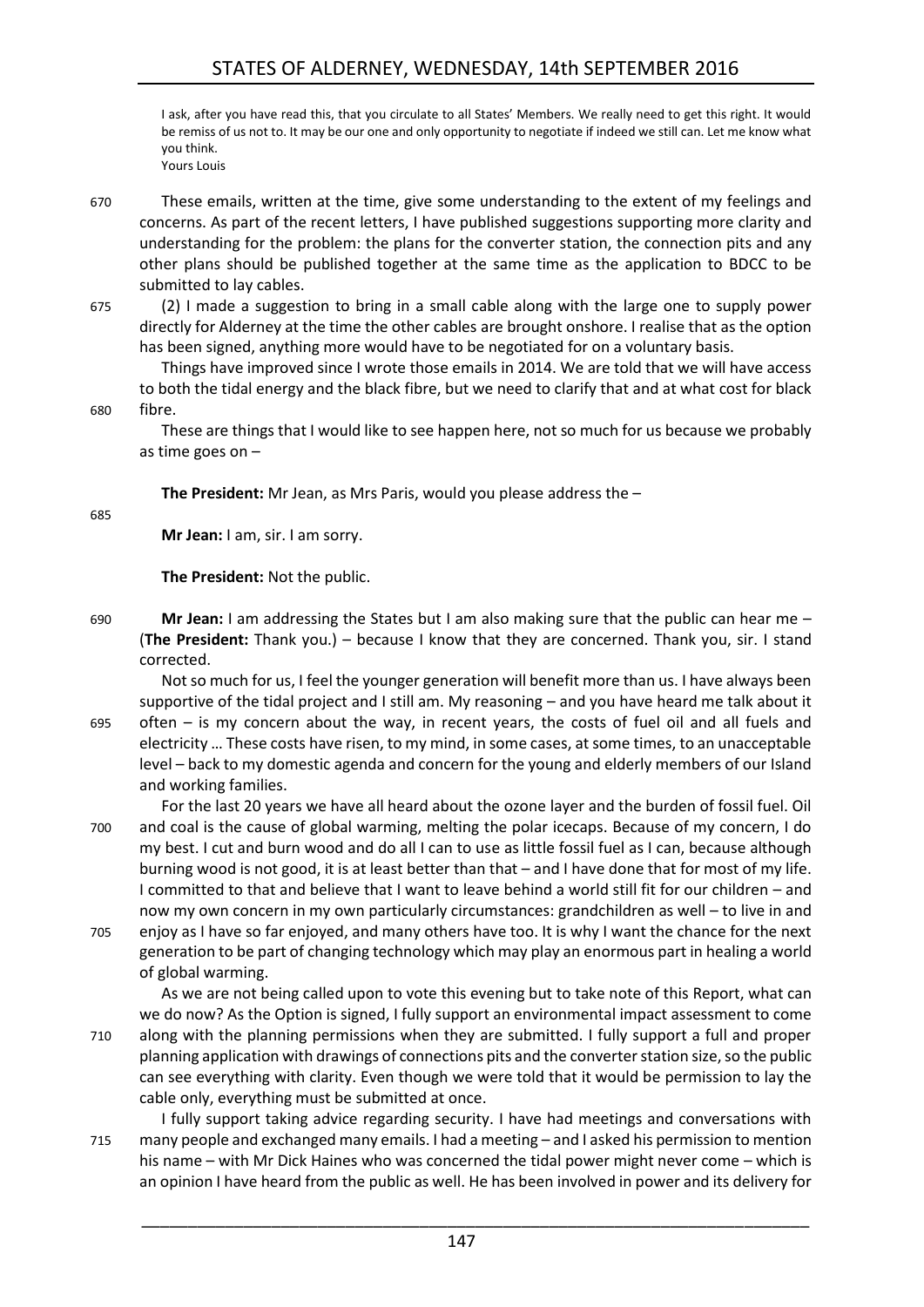I ask, after you have read this, that you circulate to all States' Members. We really need to get this right. It would be remiss of us not to. It may be our one and only opportunity to negotiate if indeed we still can. Let me know what you think.
Yours Louis

These emails, written at the time, give some understanding to the extent of my feelings and concerns. As part of the recent letters, I have published suggestions supporting more clarity and understanding for the problem: the plans for the converter station, the connection pits and any other plans should be published together at the same time as the application to BDCC to be submitted to lay cables.

(2) I made a suggestion to bring in a small cable along with the large one to supply power directly for Alderney at the time the other cables are brought onshore. I realise that as the option has been signed, anything more would have to be negotiated for on a voluntary basis.

Things have improved since I wrote those emails in 2014. We are told that we will have access to both the tidal energy and the black fibre, but we need to clarify that and at what cost for black fibre.

These are things that I would like to see happen here, not so much for us because we probably as time goes on –

**The President:** Mr Jean, as Mrs Paris, would you please address the –

**Mr Jean:** I am, sir. I am sorry.

**The President:** Not the public.

**Mr Jean:** I am addressing the States but I am also making sure that the public can hear me – (**The President:** Thank you.) – because I know that they are concerned. Thank you, sir. I stand corrected.

Not so much for us, I feel the younger generation will benefit more than us. I have always been supportive of the tidal project and I still am. My reasoning – and you have heard me talk about it often – is my concern about the way, in recent years, the costs of fuel oil and all fuels and electricity … These costs have risen, to my mind, in some cases, at some times, to an unacceptable level – back to my domestic agenda and concern for the young and elderly members of our Island and working families.

For the last 20 years we have all heard about the ozone layer and the burden of fossil fuel. Oil and coal is the cause of global warming, melting the polar icecaps. Because of my concern, I do my best. I cut and burn wood and do all I can to use as little fossil fuel as I can, because although burning wood is not good, it is at least better than that – and I have done that for most of my life. I committed to that and believe that I want to leave behind a world still fit for our children – and now my own concern in my own particularly circumstances: grandchildren as well – to live in and enjoy as I have so far enjoyed, and many others have too. It is why I want the chance for the next generation to be part of changing technology which may play an enormous part in healing a world of global warming.

As we are not being called upon to vote this evening but to take note of this Report, what can we do now? As the Option is signed, I fully support an environmental impact assessment to come along with the planning permissions when they are submitted. I fully support a full and proper planning application with drawings of connections pits and the converter station size, so the public can see everything with clarity. Even though we were told that it would be permission to lay the cable only, everything must be submitted at once.

I fully support taking advice regarding security. I have had meetings and conversations with many people and exchanged many emails. I had a meeting – and I asked his permission to mention his name – with Mr Dick Haines who was concerned the tidal power might never come – which is an opinion I have heard from the public as well. He has been involved in power and its delivery for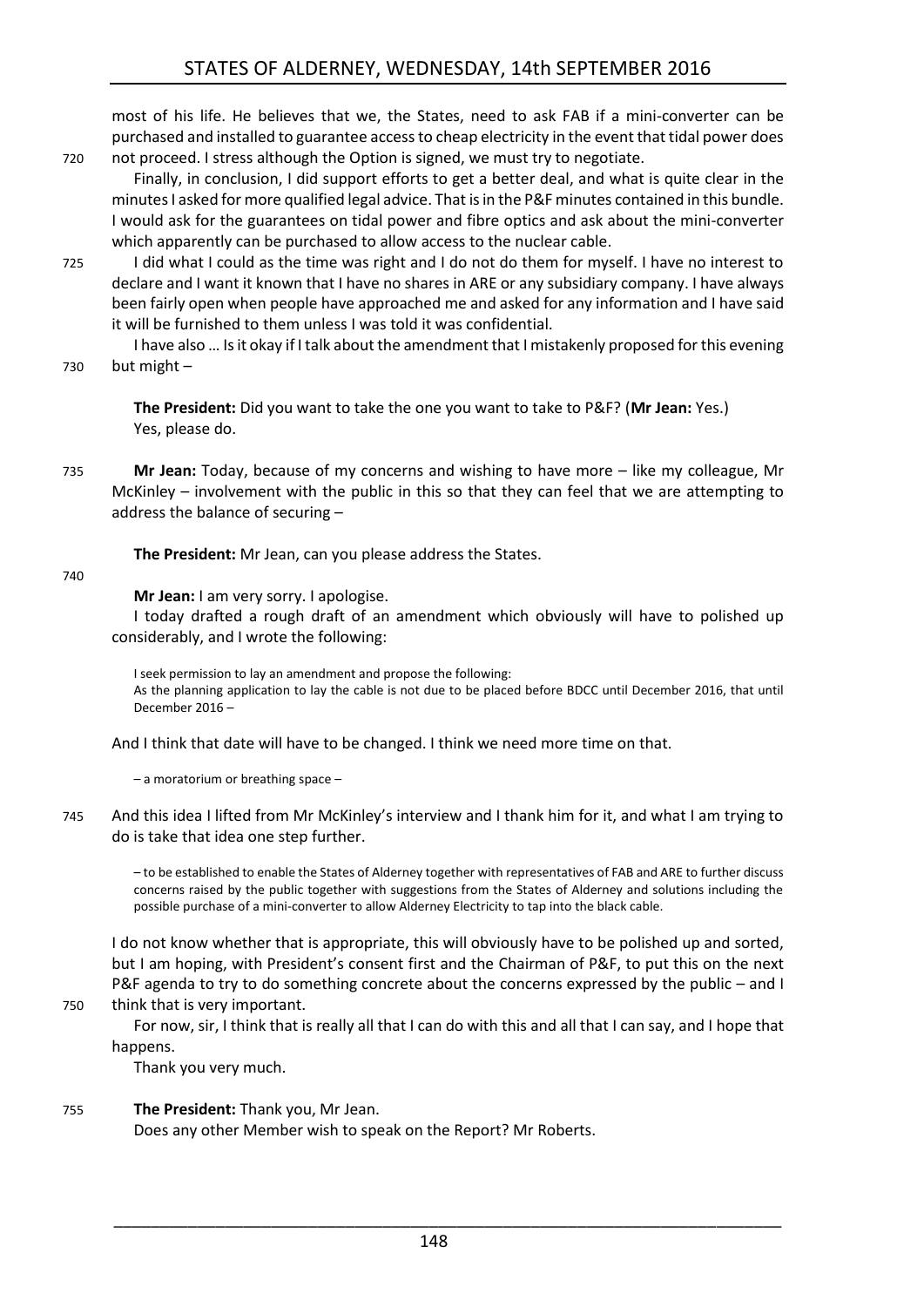most of his life. He believes that we, the States, need to ask FAB if a mini-converter can be purchased and installed to guarantee access to cheap electricity in the event that tidal power does not proceed. I stress although the Option is signed, we must try to negotiate.

Finally, in conclusion, I did support efforts to get a better deal, and what is quite clear in the minutes I asked for more qualified legal advice. That is in the P&F minutes contained in this bundle. I would ask for the guarantees on tidal power and fibre optics and ask about the mini-converter which apparently can be purchased to allow access to the nuclear cable.

I did what I could as the time was right and I do not do them for myself. I have no interest to declare and I want it known that I have no shares in ARE or any subsidiary company. I have always been fairly open when people have approached me and asked for any information and I have said it will be furnished to them unless I was told it was confidential.

I have also … Is it okay if I talk about the amendment that I mistakenly proposed for this evening but might –

**The President:** Did you want to take the one you want to take to P&F? (**Mr Jean:** Yes.) Yes, please do.

**Mr Jean:** Today, because of my concerns and wishing to have more – like my colleague, Mr McKinley – involvement with the public in this so that they can feel that we are attempting to address the balance of securing –

**The President:** Mr Jean, can you please address the States.

**Mr Jean:** I am very sorry. I apologise.

I today drafted a rough draft of an amendment which obviously will have to polished up considerably, and I wrote the following:

> I seek permission to lay an amendment and propose the following:
> As the planning application to lay the cable is not due to be placed before BDCC until December 2016, that until December 2016 –

And I think that date will have to be changed. I think we need more time on that.

> – a moratorium or breathing space –

And this idea I lifted from Mr McKinley's interview and I thank him for it, and what I am trying to do is take that idea one step further.

> – to be established to enable the States of Alderney together with representatives of FAB and ARE to further discuss concerns raised by the public together with suggestions from the States of Alderney and solutions including the possible purchase of a mini-converter to allow Alderney Electricity to tap into the black cable.

I do not know whether that is appropriate, this will obviously have to be polished up and sorted, but I am hoping, with President's consent first and the Chairman of P&F, to put this on the next P&F agenda to try to do something concrete about the concerns expressed by the public – and I think that is very important.

For now, sir, I think that is really all that I can do with this and all that I can say, and I hope that happens.

Thank you very much.

**The President:** Thank you, Mr Jean.

Does any other Member wish to speak on the Report? Mr Roberts.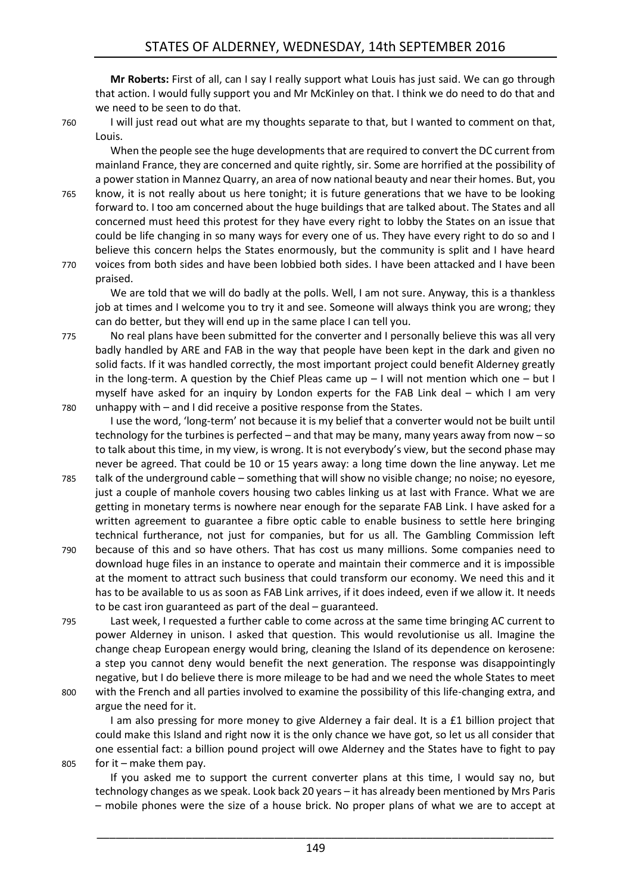**Mr Roberts:** First of all, can I say I really support what Louis has just said. We can go through that action. I would fully support you and Mr McKinley on that. I think we do need to do that and we need to be seen to do that.

I will just read out what are my thoughts separate to that, but I wanted to comment on that, Louis.

When the people see the huge developments that are required to convert the DC current from mainland France, they are concerned and quite rightly, sir. Some are horrified at the possibility of a power station in Mannez Quarry, an area of now national beauty and near their homes. But, you know, it is not really about us here tonight; it is future generations that we have to be looking forward to. I too am concerned about the huge buildings that are talked about. The States and all concerned must heed this protest for they have every right to lobby the States on an issue that could be life changing in so many ways for every one of us. They have every right to do so and I believe this concern helps the States enormously, but the community is split and I have heard voices from both sides and have been lobbied both sides. I have been attacked and I have been praised.

We are told that we will do badly at the polls. Well, I am not sure. Anyway, this is a thankless job at times and I welcome you to try it and see. Someone will always think you are wrong; they can do better, but they will end up in the same place I can tell you.

No real plans have been submitted for the converter and I personally believe this was all very badly handled by ARE and FAB in the way that people have been kept in the dark and given no solid facts. If it was handled correctly, the most important project could benefit Alderney greatly in the long-term. A question by the Chief Pleas came up – I will not mention which one – but I myself have asked for an inquiry by London experts for the FAB Link deal – which I am very unhappy with – and I did receive a positive response from the States.

I use the word, 'long-term' not because it is my belief that a converter would not be built until technology for the turbines is perfected – and that may be many, many years away from now – so to talk about this time, in my view, is wrong. It is not everybody's view, but the second phase may never be agreed. That could be 10 or 15 years away: a long time down the line anyway. Let me talk of the underground cable – something that will show no visible change; no noise; no eyesore, just a couple of manhole covers housing two cables linking us at last with France. What we are getting in monetary terms is nowhere near enough for the separate FAB Link. I have asked for a written agreement to guarantee a fibre optic cable to enable business to settle here bringing technical furtherance, not just for companies, but for us all. The Gambling Commission left because of this and so have others. That has cost us many millions. Some companies need to download huge files in an instance to operate and maintain their commerce and it is impossible at the moment to attract such business that could transform our economy. We need this and it has to be available to us as soon as FAB Link arrives, if it does indeed, even if we allow it. It needs to be cast iron guaranteed as part of the deal – guaranteed.

Last week, I requested a further cable to come across at the same time bringing AC current to power Alderney in unison. I asked that question. This would revolutionise us all. Imagine the change cheap European energy would bring, cleaning the Island of its dependence on kerosene: a step you cannot deny would benefit the next generation. The response was disappointingly negative, but I do believe there is more mileage to be had and we need the whole States to meet with the French and all parties involved to examine the possibility of this life-changing extra, and argue the need for it.

I am also pressing for more money to give Alderney a fair deal. It is a £1 billion project that could make this Island and right now it is the only chance we have got, so let us all consider that one essential fact: a billion pound project will owe Alderney and the States have to fight to pay for it – make them pay.

If you asked me to support the current converter plans at this time, I would say no, but technology changes as we speak. Look back 20 years – it has already been mentioned by Mrs Paris – mobile phones were the size of a house brick. No proper plans of what we are to accept at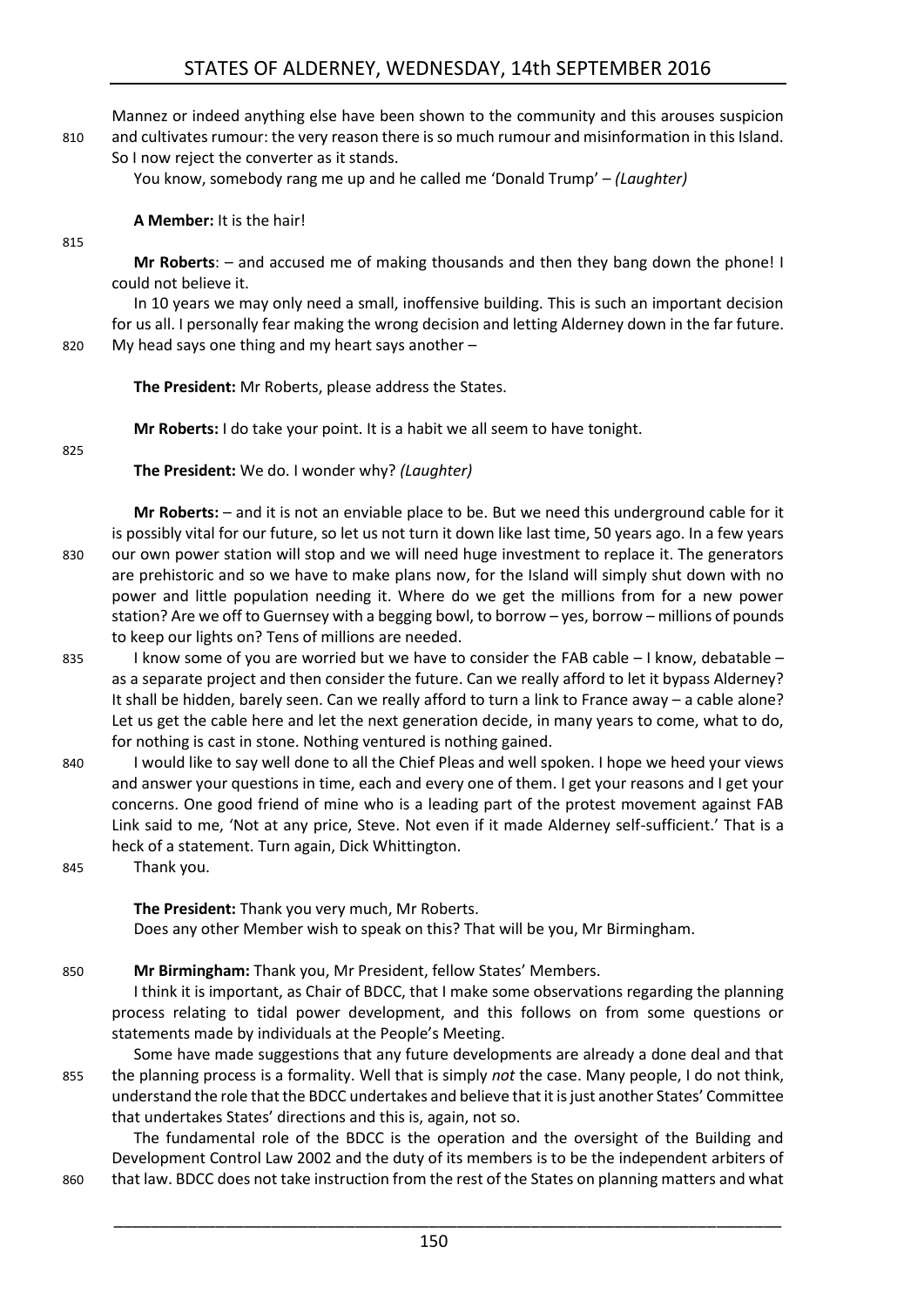Mannez or indeed anything else have been shown to the community and this arouses suspicion and cultivates rumour: the very reason there is so much rumour and misinformation in this Island. So I now reject the converter as it stands.

You know, somebody rang me up and he called me 'Donald Trump' – *(Laughter)*

**A Member:** It is the hair!

**Mr Roberts**: – and accused me of making thousands and then they bang down the phone! I could not believe it.

In 10 years we may only need a small, inoffensive building. This is such an important decision for us all. I personally fear making the wrong decision and letting Alderney down in the far future. My head says one thing and my heart says another –

**The President:** Mr Roberts, please address the States.

**Mr Roberts:** I do take your point. It is a habit we all seem to have tonight.

**The President:** We do. I wonder why? *(Laughter)*

**Mr Roberts:** – and it is not an enviable place to be. But we need this underground cable for it is possibly vital for our future, so let us not turn it down like last time, 50 years ago. In a few years our own power station will stop and we will need huge investment to replace it. The generators are prehistoric and so we have to make plans now, for the Island will simply shut down with no power and little population needing it. Where do we get the millions from for a new power station? Are we off to Guernsey with a begging bowl, to borrow – yes, borrow – millions of pounds to keep our lights on? Tens of millions are needed.

I know some of you are worried but we have to consider the FAB cable – I know, debatable – as a separate project and then consider the future. Can we really afford to let it bypass Alderney? It shall be hidden, barely seen. Can we really afford to turn a link to France away – a cable alone? Let us get the cable here and let the next generation decide, in many years to come, what to do, for nothing is cast in stone. Nothing ventured is nothing gained.

I would like to say well done to all the Chief Pleas and well spoken. I hope we heed your views and answer your questions in time, each and every one of them. I get your reasons and I get your concerns. One good friend of mine who is a leading part of the protest movement against FAB Link said to me, 'Not at any price, Steve. Not even if it made Alderney self-sufficient.' That is a heck of a statement. Turn again, Dick Whittington.

Thank you.

**The President:** Thank you very much, Mr Roberts.

Does any other Member wish to speak on this? That will be you, Mr Birmingham.

**Mr Birmingham:** Thank you, Mr President, fellow States' Members.

I think it is important, as Chair of BDCC, that I make some observations regarding the planning process relating to tidal power development, and this follows on from some questions or statements made by individuals at the People's Meeting.

Some have made suggestions that any future developments are already a done deal and that the planning process is a formality. Well that is simply *not* the case. Many people, I do not think, understand the role that the BDCC undertakes and believe that it is just another States' Committee that undertakes States' directions and this is, again, not so.

The fundamental role of the BDCC is the operation and the oversight of the Building and Development Control Law 2002 and the duty of its members is to be the independent arbiters of that law. BDCC does not take instruction from the rest of the States on planning matters and what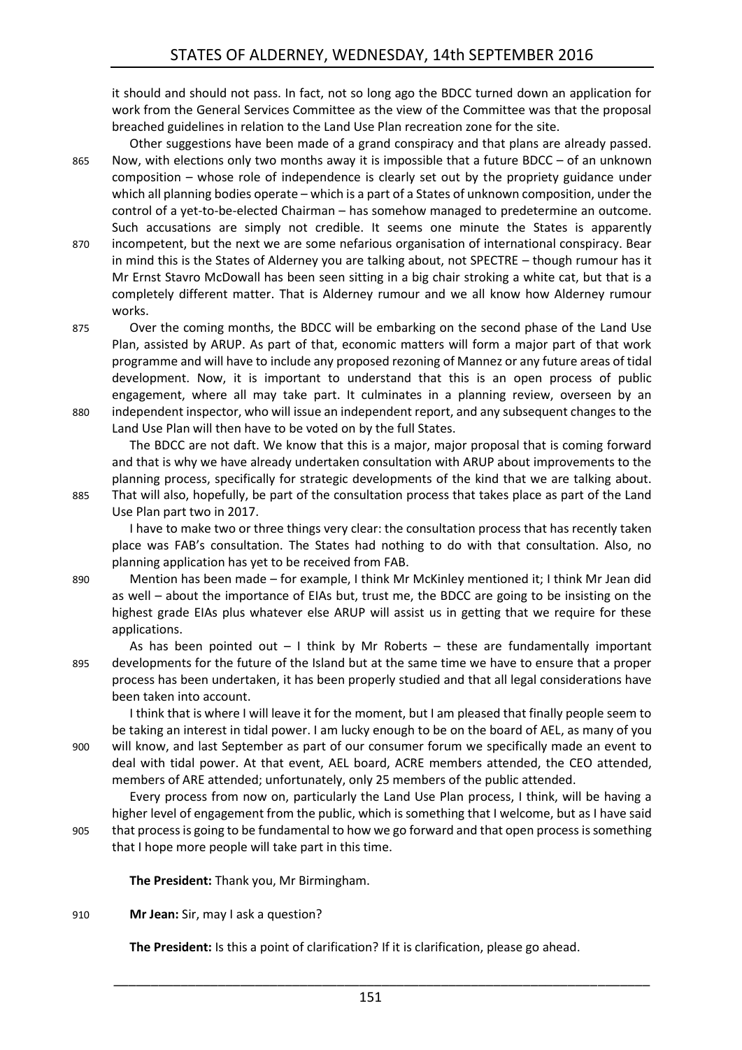it should and should not pass. In fact, not so long ago the BDCC turned down an application for work from the General Services Committee as the view of the Committee was that the proposal breached guidelines in relation to the Land Use Plan recreation zone for the site.

Other suggestions have been made of a grand conspiracy and that plans are already passed. Now, with elections only two months away it is impossible that a future BDCC – of an unknown composition – whose role of independence is clearly set out by the propriety guidance under which all planning bodies operate – which is a part of a States of unknown composition, under the control of a yet-to-be-elected Chairman – has somehow managed to predetermine an outcome. Such accusations are simply not credible. It seems one minute the States is apparently incompetent, but the next we are some nefarious organisation of international conspiracy. Bear in mind this is the States of Alderney you are talking about, not SPECTRE – though rumour has it Mr Ernst Stavro McDowall has been seen sitting in a big chair stroking a white cat, but that is a completely different matter. That is Alderney rumour and we all know how Alderney rumour works.

Over the coming months, the BDCC will be embarking on the second phase of the Land Use Plan, assisted by ARUP. As part of that, economic matters will form a major part of that work programme and will have to include any proposed rezoning of Mannez or any future areas of tidal development. Now, it is important to understand that this is an open process of public engagement, where all may take part. It culminates in a planning review, overseen by an independent inspector, who will issue an independent report, and any subsequent changes to the Land Use Plan will then have to be voted on by the full States.

The BDCC are not daft. We know that this is a major, major proposal that is coming forward and that is why we have already undertaken consultation with ARUP about improvements to the planning process, specifically for strategic developments of the kind that we are talking about. That will also, hopefully, be part of the consultation process that takes place as part of the Land Use Plan part two in 2017.

I have to make two or three things very clear: the consultation process that has recently taken place was FAB's consultation. The States had nothing to do with that consultation. Also, no planning application has yet to be received from FAB.

Mention has been made – for example, I think Mr McKinley mentioned it; I think Mr Jean did as well – about the importance of EIAs but, trust me, the BDCC are going to be insisting on the highest grade EIAs plus whatever else ARUP will assist us in getting that we require for these applications.

As has been pointed out – I think by Mr Roberts – these are fundamentally important developments for the future of the Island but at the same time we have to ensure that a proper process has been undertaken, it has been properly studied and that all legal considerations have been taken into account.

I think that is where I will leave it for the moment, but I am pleased that finally people seem to be taking an interest in tidal power. I am lucky enough to be on the board of AEL, as many of you will know, and last September as part of our consumer forum we specifically made an event to deal with tidal power. At that event, AEL board, ACRE members attended, the CEO attended, members of ARE attended; unfortunately, only 25 members of the public attended.

Every process from now on, particularly the Land Use Plan process, I think, will be having a higher level of engagement from the public, which is something that I welcome, but as I have said that process is going to be fundamental to how we go forward and that open process is something that I hope more people will take part in this time.

**The President:** Thank you, Mr Birmingham.

**Mr Jean:** Sir, may I ask a question?

**The President:** Is this a point of clarification? If it is clarification, please go ahead.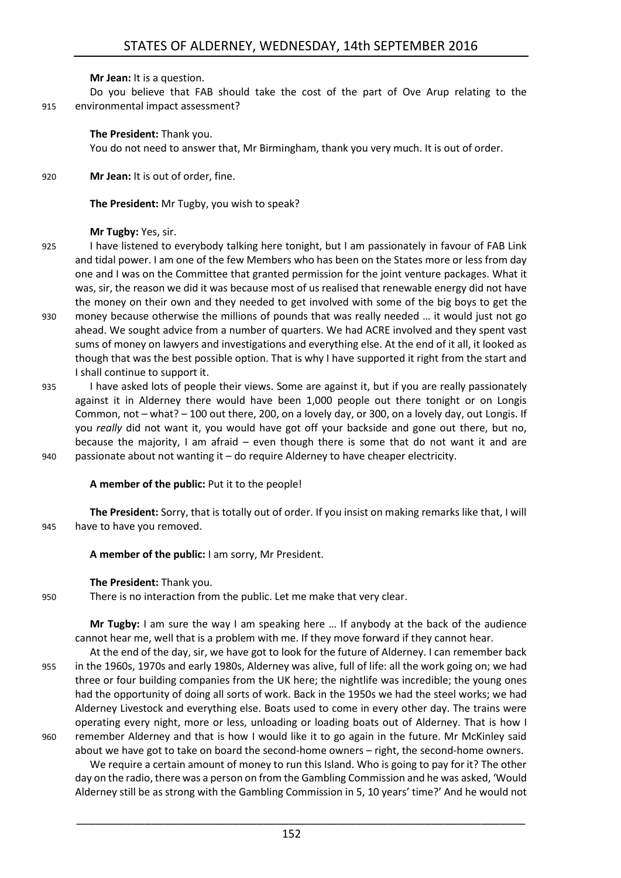**Mr Jean:** It is a question.

Do you believe that FAB should take the cost of the part of Ove Arup relating to the environmental impact assessment?

**The President:** Thank you.

You do not need to answer that, Mr Birmingham, thank you very much. It is out of order.

**Mr Jean:** It is out of order, fine.

**The President:** Mr Tugby, you wish to speak?

**Mr Tugby:** Yes, sir.

I have listened to everybody talking here tonight, but I am passionately in favour of FAB Link and tidal power. I am one of the few Members who has been on the States more or less from day one and I was on the Committee that granted permission for the joint venture packages. What it was, sir, the reason we did it was because most of us realised that renewable energy did not have the money on their own and they needed to get involved with some of the big boys to get the money because otherwise the millions of pounds that was really needed … it would just not go ahead. We sought advice from a number of quarters. We had ACRE involved and they spent vast sums of money on lawyers and investigations and everything else. At the end of it all, it looked as though that was the best possible option. That is why I have supported it right from the start and I shall continue to support it.

I have asked lots of people their views. Some are against it, but if you are really passionately against it in Alderney there would have been 1,000 people out there tonight or on Longis Common, not – what? – 100 out there, 200, on a lovely day, or 300, on a lovely day, out Longis. If you *really* did not want it, you would have got off your backside and gone out there, but no, because the majority, I am afraid – even though there is some that do not want it and are passionate about not wanting it – do require Alderney to have cheaper electricity.

**A member of the public:** Put it to the people!

**The President:** Sorry, that is totally out of order. If you insist on making remarks like that, I will have to have you removed.

**A member of the public:** I am sorry, Mr President.

**The President:** Thank you.

There is no interaction from the public. Let me make that very clear.

**Mr Tugby:** I am sure the way I am speaking here … If anybody at the back of the audience cannot hear me, well that is a problem with me. If they move forward if they cannot hear.

At the end of the day, sir, we have got to look for the future of Alderney. I can remember back in the 1960s, 1970s and early 1980s, Alderney was alive, full of life: all the work going on; we had three or four building companies from the UK here; the nightlife was incredible; the young ones had the opportunity of doing all sorts of work. Back in the 1950s we had the steel works; we had Alderney Livestock and everything else. Boats used to come in every other day. The trains were operating every night, more or less, unloading or loading boats out of Alderney. That is how I remember Alderney and that is how I would like it to go again in the future. Mr McKinley said about we have got to take on board the second-home owners – right, the second-home owners.

We require a certain amount of money to run this Island. Who is going to pay for it? The other day on the radio, there was a person on from the Gambling Commission and he was asked, 'Would Alderney still be as strong with the Gambling Commission in 5, 10 years' time?' And he would not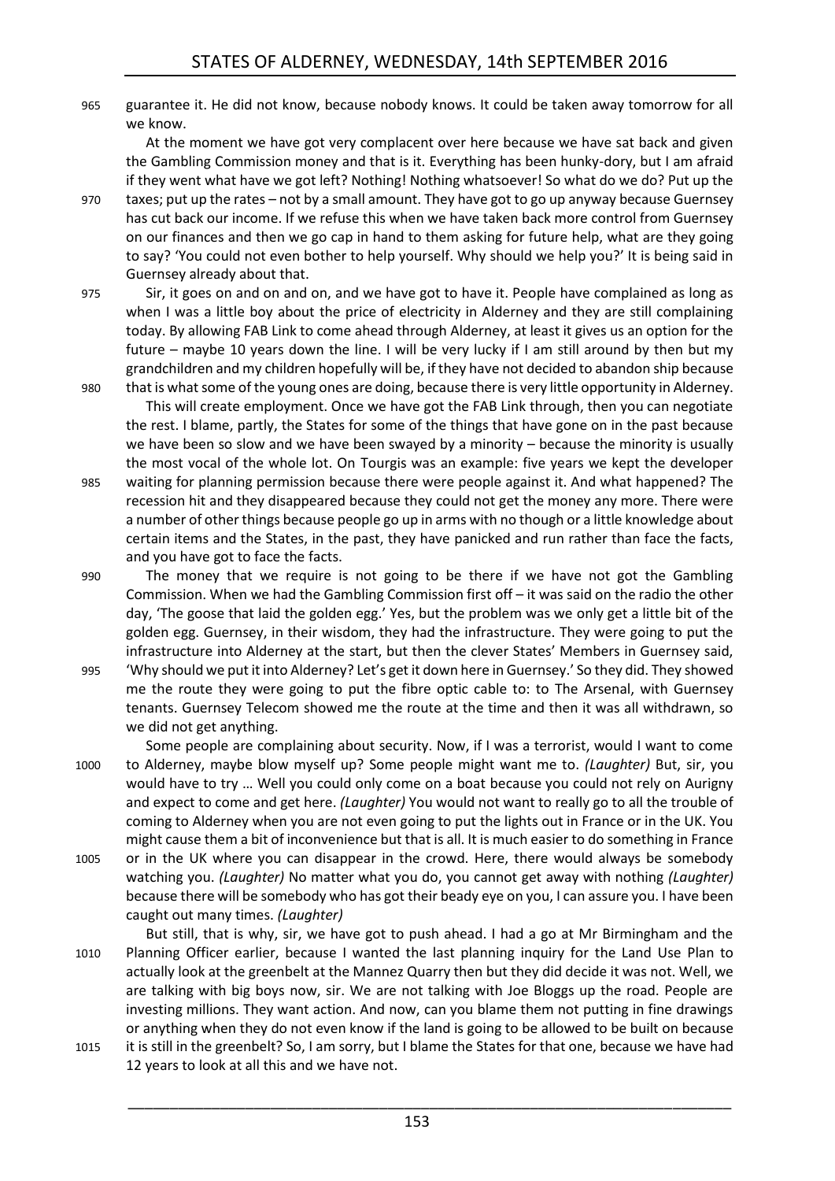guarantee it. He did not know, because nobody knows. It could be taken away tomorrow for all we know.

At the moment we have got very complacent over here because we have sat back and given the Gambling Commission money and that is it. Everything has been hunky-dory, but I am afraid if they went what have we got left? Nothing! Nothing whatsoever! So what do we do? Put up the taxes; put up the rates – not by a small amount. They have got to go up anyway because Guernsey has cut back our income. If we refuse this when we have taken back more control from Guernsey on our finances and then we go cap in hand to them asking for future help, what are they going to say? 'You could not even bother to help yourself. Why should we help you?' It is being said in Guernsey already about that.

Sir, it goes on and on and on, and we have got to have it. People have complained as long as when I was a little boy about the price of electricity in Alderney and they are still complaining today. By allowing FAB Link to come ahead through Alderney, at least it gives us an option for the future – maybe 10 years down the line. I will be very lucky if I am still around by then but my grandchildren and my children hopefully will be, if they have not decided to abandon ship because that is what some of the young ones are doing, because there is very little opportunity in Alderney.

This will create employment. Once we have got the FAB Link through, then you can negotiate the rest. I blame, partly, the States for some of the things that have gone on in the past because we have been so slow and we have been swayed by a minority – because the minority is usually the most vocal of the whole lot. On Tourgis was an example: five years we kept the developer waiting for planning permission because there were people against it. And what happened? The recession hit and they disappeared because they could not get the money any more. There were a number of other things because people go up in arms with no though or a little knowledge about certain items and the States, in the past, they have panicked and run rather than face the facts, and you have got to face the facts.

The money that we require is not going to be there if we have not got the Gambling Commission. When we had the Gambling Commission first off – it was said on the radio the other day, 'The goose that laid the golden egg.' Yes, but the problem was we only get a little bit of the golden egg. Guernsey, in their wisdom, they had the infrastructure. They were going to put the infrastructure into Alderney at the start, but then the clever States' Members in Guernsey said, 'Why should we put it into Alderney? Let's get it down here in Guernsey.' So they did. They showed me the route they were going to put the fibre optic cable to: to The Arsenal, with Guernsey tenants. Guernsey Telecom showed me the route at the time and then it was all withdrawn, so we did not get anything.

Some people are complaining about security. Now, if I was a terrorist, would I want to come to Alderney, maybe blow myself up? Some people might want me to. *(Laughter)* But, sir, you would have to try … Well you could only come on a boat because you could not rely on Aurigny and expect to come and get here. *(Laughter)* You would not want to really go to all the trouble of coming to Alderney when you are not even going to put the lights out in France or in the UK. You might cause them a bit of inconvenience but that is all. It is much easier to do something in France or in the UK where you can disappear in the crowd. Here, there would always be somebody watching you. *(Laughter)* No matter what you do, you cannot get away with nothing *(Laughter)* because there will be somebody who has got their beady eye on you, I can assure you. I have been caught out many times. *(Laughter)*

But still, that is why, sir, we have got to push ahead. I had a go at Mr Birmingham and the Planning Officer earlier, because I wanted the last planning inquiry for the Land Use Plan to actually look at the greenbelt at the Mannez Quarry then but they did decide it was not. Well, we are talking with big boys now, sir. We are not talking with Joe Bloggs up the road. People are investing millions. They want action. And now, can you blame them not putting in fine drawings or anything when they do not even know if the land is going to be allowed to be built on because it is still in the greenbelt? So, I am sorry, but I blame the States for that one, because we have had 12 years to look at all this and we have not.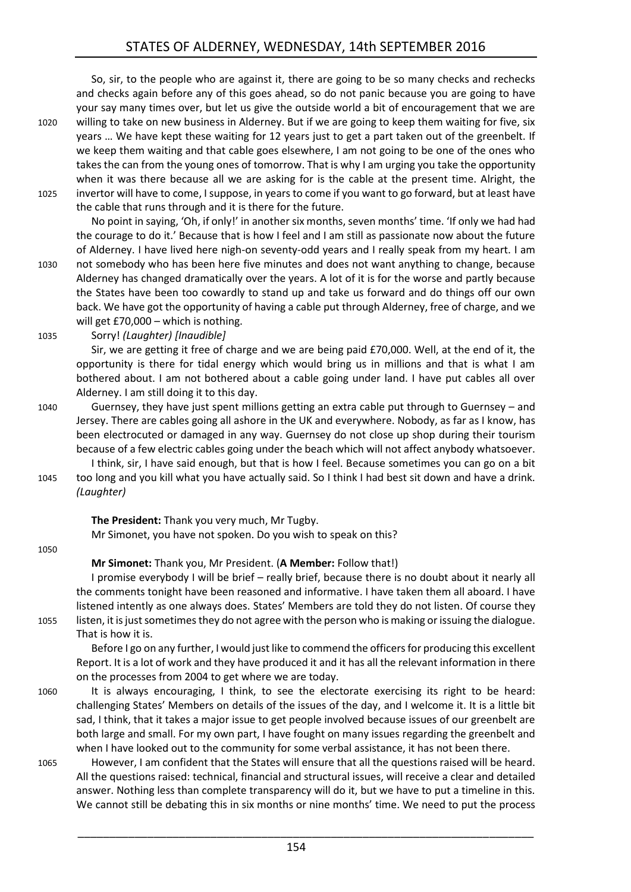So, sir, to the people who are against it, there are going to be so many checks and rechecks and checks again before any of this goes ahead, so do not panic because you are going to have your say many times over, but let us give the outside world a bit of encouragement that we are willing to take on new business in Alderney. But if we are going to keep them waiting for five, six years … We have kept these waiting for 12 years just to get a part taken out of the greenbelt. If we keep them waiting and that cable goes elsewhere, I am not going to be one of the ones who takes the can from the young ones of tomorrow. That is why I am urging you take the opportunity when it was there because all we are asking for is the cable at the present time. Alright, the invertor will have to come, I suppose, in years to come if you want to go forward, but at least have the cable that runs through and it is there for the future.

No point in saying, 'Oh, if only!' in another six months, seven months' time. 'If only we had had the courage to do it.' Because that is how I feel and I am still as passionate now about the future of Alderney. I have lived here nigh-on seventy-odd years and I really speak from my heart. I am not somebody who has been here five minutes and does not want anything to change, because Alderney has changed dramatically over the years. A lot of it is for the worse and partly because the States have been too cowardly to stand up and take us forward and do things off our own back. We have got the opportunity of having a cable put through Alderney, free of charge, and we will get £70,000 – which is nothing.

Sorry! *(Laughter) [Inaudible]*

Sir, we are getting it free of charge and we are being paid £70,000. Well, at the end of it, the opportunity is there for tidal energy which would bring us in millions and that is what I am bothered about. I am not bothered about a cable going under land. I have put cables all over Alderney. I am still doing it to this day.

Guernsey, they have just spent millions getting an extra cable put through to Guernsey – and Jersey. There are cables going all ashore in the UK and everywhere. Nobody, as far as I know, has been electrocuted or damaged in any way. Guernsey do not close up shop during their tourism because of a few electric cables going under the beach which will not affect anybody whatsoever.

I think, sir, I have said enough, but that is how I feel. Because sometimes you can go on a bit too long and you kill what you have actually said. So I think I had best sit down and have a drink. *(Laughter)*

**The President:** Thank you very much, Mr Tugby.

Mr Simonet, you have not spoken. Do you wish to speak on this?

**Mr Simonet:** Thank you, Mr President. (**A Member:** Follow that!)

I promise everybody I will be brief – really brief, because there is no doubt about it nearly all the comments tonight have been reasoned and informative. I have taken them all aboard. I have listened intently as one always does. States' Members are told they do not listen. Of course they listen, it is just sometimes they do not agree with the person who is making or issuing the dialogue. That is how it is.

Before I go on any further, I would just like to commend the officers for producing this excellent Report. It is a lot of work and they have produced it and it has all the relevant information in there on the processes from 2004 to get where we are today.

It is always encouraging, I think, to see the electorate exercising its right to be heard: challenging States' Members on details of the issues of the day, and I welcome it. It is a little bit sad, I think, that it takes a major issue to get people involved because issues of our greenbelt are both large and small. For my own part, I have fought on many issues regarding the greenbelt and when I have looked out to the community for some verbal assistance, it has not been there.

However, I am confident that the States will ensure that all the questions raised will be heard. All the questions raised: technical, financial and structural issues, will receive a clear and detailed answer. Nothing less than complete transparency will do it, but we have to put a timeline in this. We cannot still be debating this in six months or nine months' time. We need to put the process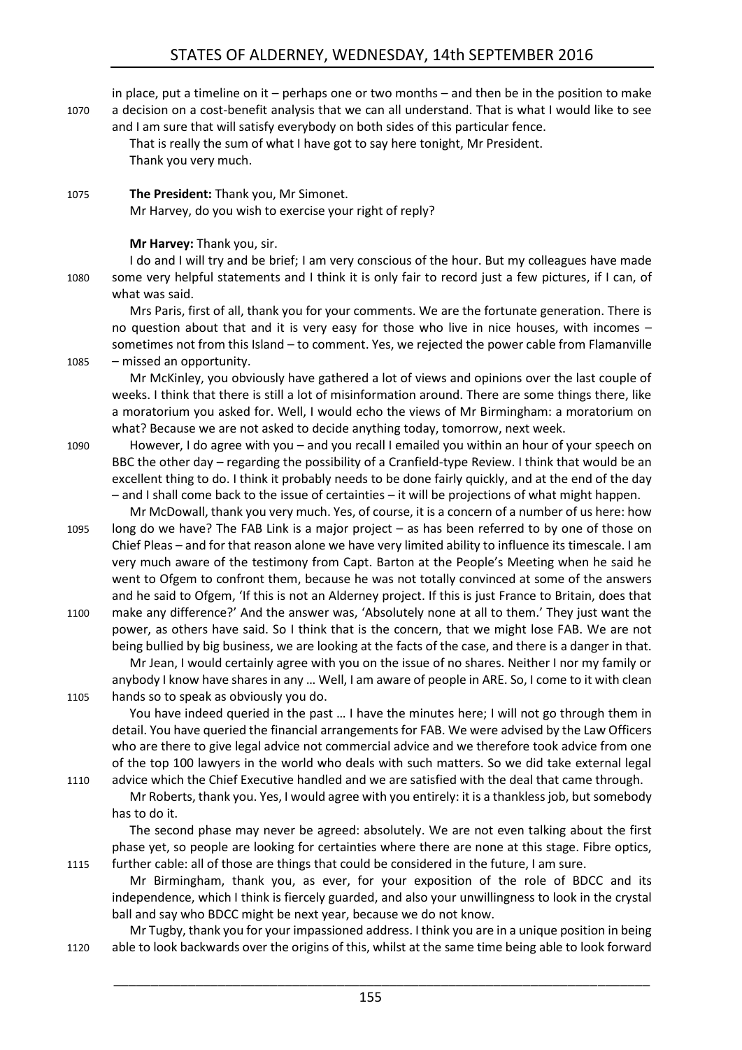in place, put a timeline on it – perhaps one or two months – and then be in the position to make a decision on a cost-benefit analysis that we can all understand. That is what I would like to see and I am sure that will satisfy everybody on both sides of this particular fence.

That is really the sum of what I have got to say here tonight, Mr President.

Thank you very much.

**The President:** Thank you, Mr Simonet.

Mr Harvey, do you wish to exercise your right of reply?

**Mr Harvey:** Thank you, sir.

I do and I will try and be brief; I am very conscious of the hour. But my colleagues have made some very helpful statements and I think it is only fair to record just a few pictures, if I can, of what was said.

Mrs Paris, first of all, thank you for your comments. We are the fortunate generation. There is no question about that and it is very easy for those who live in nice houses, with incomes – sometimes not from this Island – to comment. Yes, we rejected the power cable from Flamanville – missed an opportunity.

Mr McKinley, you obviously have gathered a lot of views and opinions over the last couple of weeks. I think that there is still a lot of misinformation around. There are some things there, like a moratorium you asked for. Well, I would echo the views of Mr Birmingham: a moratorium on what? Because we are not asked to decide anything today, tomorrow, next week.

However, I do agree with you – and you recall I emailed you within an hour of your speech on BBC the other day – regarding the possibility of a Cranfield-type Review. I think that would be an excellent thing to do. I think it probably needs to be done fairly quickly, and at the end of the day – and I shall come back to the issue of certainties – it will be projections of what might happen.

Mr McDowall, thank you very much. Yes, of course, it is a concern of a number of us here: how long do we have? The FAB Link is a major project – as has been referred to by one of those on Chief Pleas – and for that reason alone we have very limited ability to influence its timescale. I am very much aware of the testimony from Capt. Barton at the People's Meeting when he said he went to Ofgem to confront them, because he was not totally convinced at some of the answers and he said to Ofgem, 'If this is not an Alderney project. If this is just France to Britain, does that make any difference?' And the answer was, 'Absolutely none at all to them.' They just want the power, as others have said. So I think that is the concern, that we might lose FAB. We are not being bullied by big business, we are looking at the facts of the case, and there is a danger in that.

Mr Jean, I would certainly agree with you on the issue of no shares. Neither I nor my family or anybody I know have shares in any … Well, I am aware of people in ARE. So, I come to it with clean hands so to speak as obviously you do.

You have indeed queried in the past … I have the minutes here; I will not go through them in detail. You have queried the financial arrangements for FAB. We were advised by the Law Officers who are there to give legal advice not commercial advice and we therefore took advice from one of the top 100 lawyers in the world who deals with such matters. So we did take external legal advice which the Chief Executive handled and we are satisfied with the deal that came through.

Mr Roberts, thank you. Yes, I would agree with you entirely: it is a thankless job, but somebody has to do it.

The second phase may never be agreed: absolutely. We are not even talking about the first phase yet, so people are looking for certainties where there are none at this stage. Fibre optics, further cable: all of those are things that could be considered in the future, I am sure.

Mr Birmingham, thank you, as ever, for your exposition of the role of BDCC and its independence, which I think is fiercely guarded, and also your unwillingness to look in the crystal ball and say who BDCC might be next year, because we do not know.

Mr Tugby, thank you for your impassioned address. I think you are in a unique position in being able to look backwards over the origins of this, whilst at the same time being able to look forward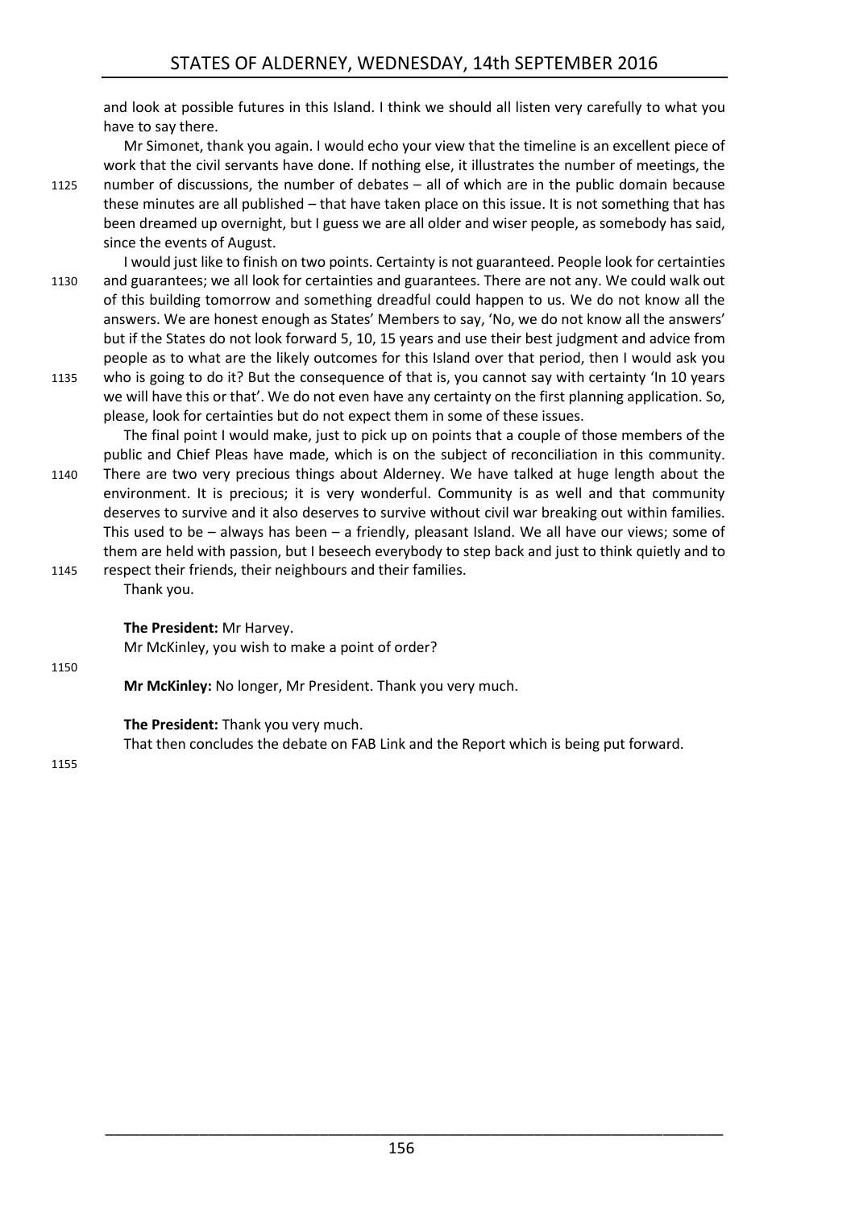and look at possible futures in this Island. I think we should all listen very carefully to what you have to say there.

Mr Simonet, thank you again. I would echo your view that the timeline is an excellent piece of work that the civil servants have done. If nothing else, it illustrates the number of meetings, the number of discussions, the number of debates – all of which are in the public domain because these minutes are all published – that have taken place on this issue. It is not something that has been dreamed up overnight, but I guess we are all older and wiser people, as somebody has said, since the events of August.

I would just like to finish on two points. Certainty is not guaranteed. People look for certainties and guarantees; we all look for certainties and guarantees. There are not any. We could walk out of this building tomorrow and something dreadful could happen to us. We do not know all the answers. We are honest enough as States' Members to say, 'No, we do not know all the answers' but if the States do not look forward 5, 10, 15 years and use their best judgment and advice from people as to what are the likely outcomes for this Island over that period, then I would ask you who is going to do it? But the consequence of that is, you cannot say with certainty 'In 10 years we will have this or that'. We do not even have any certainty on the first planning application. So, please, look for certainties but do not expect them in some of these issues.

The final point I would make, just to pick up on points that a couple of those members of the public and Chief Pleas have made, which is on the subject of reconciliation in this community. There are two very precious things about Alderney. We have talked at huge length about the environment. It is precious; it is very wonderful. Community is as well and that community deserves to survive and it also deserves to survive without civil war breaking out within families. This used to be – always has been – a friendly, pleasant Island. We all have our views; some of them are held with passion, but I beseech everybody to step back and just to think quietly and to respect their friends, their neighbours and their families.

Thank you.

**The President:** Mr Harvey.

Mr McKinley, you wish to make a point of order?

**Mr McKinley:** No longer, Mr President. Thank you very much.

**The President:** Thank you very much.

That then concludes the debate on FAB Link and the Report which is being put forward.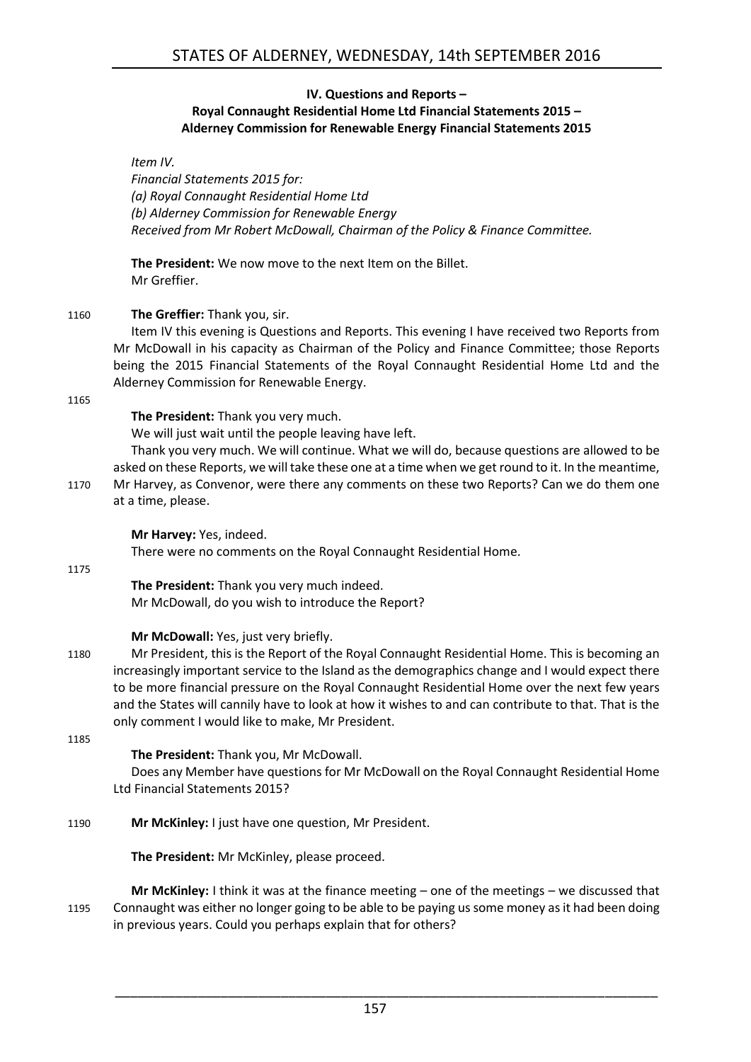### IV. Questions and Reports – Royal Connaught Residential Home Ltd Financial Statements 2015 – Alderney Commission for Renewable Energy Financial Statements 2015

*Item IV.*
*Financial Statements 2015 for:*
*(a) Royal Connaught Residential Home Ltd*
*(b) Alderney Commission for Renewable Energy*
*Received from Mr Robert McDowall, Chairman of the Policy & Finance Committee.*

**The President:** We now move to the next Item on the Billet.
Mr Greffier.

1160 **The Greffier:** Thank you, sir.
Item IV this evening is Questions and Reports. This evening I have received two Reports from Mr McDowall in his capacity as Chairman of the Policy and Finance Committee; those Reports being the 2015 Financial Statements of the Royal Connaught Residential Home Ltd and the Alderney Commission for Renewable Energy.

1165

**The President:** Thank you very much.
We will just wait until the people leaving have left.
Thank you very much. We will continue. What we will do, because questions are allowed to be asked on these Reports, we will take these one at a time when we get round to it. In the meantime,
1170 Mr Harvey, as Convenor, were there any comments on these two Reports? Can we do them one at a time, please.

**Mr Harvey:** Yes, indeed.
There were no comments on the Royal Connaught Residential Home.

1175

**The President:** Thank you very much indeed.
Mr McDowall, do you wish to introduce the Report?

**Mr McDowall:** Yes, just very briefly.
1180 Mr President, this is the Report of the Royal Connaught Residential Home. This is becoming an increasingly important service to the Island as the demographics change and I would expect there to be more financial pressure on the Royal Connaught Residential Home over the next few years and the States will cannily have to look at how it wishes to and can contribute to that. That is the only comment I would like to make, Mr President.

1185

**The President:** Thank you, Mr McDowall.
Does any Member have questions for Mr McDowall on the Royal Connaught Residential Home Ltd Financial Statements 2015?

1190 **Mr McKinley:** I just have one question, Mr President.

**The President:** Mr McKinley, please proceed.

**Mr McKinley:** I think it was at the finance meeting – one of the meetings – we discussed that
1195 Connaught was either no longer going to be able to be paying us some money as it had been doing in previous years. Could you perhaps explain that for others?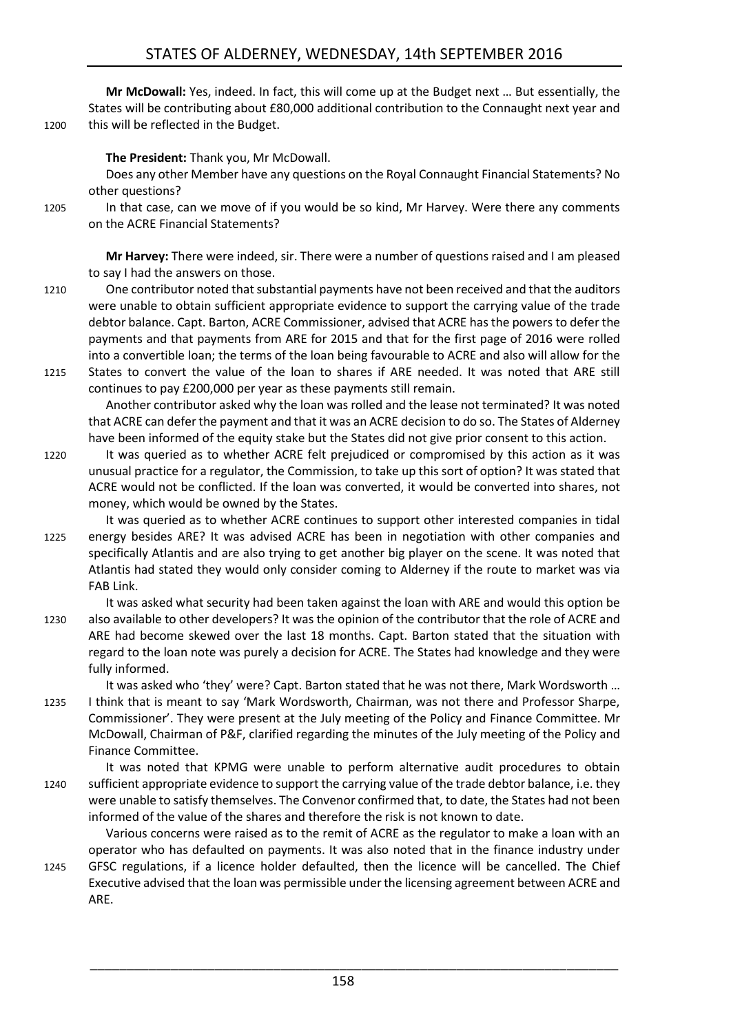**Mr McDowall:** Yes, indeed. In fact, this will come up at the Budget next … But essentially, the States will be contributing about £80,000 additional contribution to the Connaught next year and this will be reflected in the Budget.

**The President:** Thank you, Mr McDowall.

Does any other Member have any questions on the Royal Connaught Financial Statements? No other questions?

In that case, can we move of if you would be so kind, Mr Harvey. Were there any comments on the ACRE Financial Statements?

**Mr Harvey:** There were indeed, sir. There were a number of questions raised and I am pleased to say I had the answers on those.

One contributor noted that substantial payments have not been received and that the auditors were unable to obtain sufficient appropriate evidence to support the carrying value of the trade debtor balance. Capt. Barton, ACRE Commissioner, advised that ACRE has the powers to defer the payments and that payments from ARE for 2015 and that for the first page of 2016 were rolled into a convertible loan; the terms of the loan being favourable to ACRE and also will allow for the States to convert the value of the loan to shares if ARE needed. It was noted that ARE still continues to pay £200,000 per year as these payments still remain.

Another contributor asked why the loan was rolled and the lease not terminated? It was noted that ACRE can defer the payment and that it was an ACRE decision to do so. The States of Alderney have been informed of the equity stake but the States did not give prior consent to this action.

It was queried as to whether ACRE felt prejudiced or compromised by this action as it was unusual practice for a regulator, the Commission, to take up this sort of option? It was stated that ACRE would not be conflicted. If the loan was converted, it would be converted into shares, not money, which would be owned by the States.

It was queried as to whether ACRE continues to support other interested companies in tidal energy besides ARE? It was advised ACRE has been in negotiation with other companies and specifically Atlantis and are also trying to get another big player on the scene. It was noted that Atlantis had stated they would only consider coming to Alderney if the route to market was via FAB Link.

It was asked what security had been taken against the loan with ARE and would this option be also available to other developers? It was the opinion of the contributor that the role of ACRE and ARE had become skewed over the last 18 months. Capt. Barton stated that the situation with regard to the loan note was purely a decision for ACRE. The States had knowledge and they were fully informed.

It was asked who 'they' were? Capt. Barton stated that he was not there, Mark Wordsworth … I think that is meant to say 'Mark Wordsworth, Chairman, was not there and Professor Sharpe, Commissioner'. They were present at the July meeting of the Policy and Finance Committee. Mr McDowall, Chairman of P&F, clarified regarding the minutes of the July meeting of the Policy and Finance Committee.

It was noted that KPMG were unable to perform alternative audit procedures to obtain sufficient appropriate evidence to support the carrying value of the trade debtor balance, i.e. they were unable to satisfy themselves. The Convenor confirmed that, to date, the States had not been informed of the value of the shares and therefore the risk is not known to date.

Various concerns were raised as to the remit of ACRE as the regulator to make a loan with an operator who has defaulted on payments. It was also noted that in the finance industry under GFSC regulations, if a licence holder defaulted, then the licence will be cancelled. The Chief Executive advised that the loan was permissible under the licensing agreement between ACRE and ARE.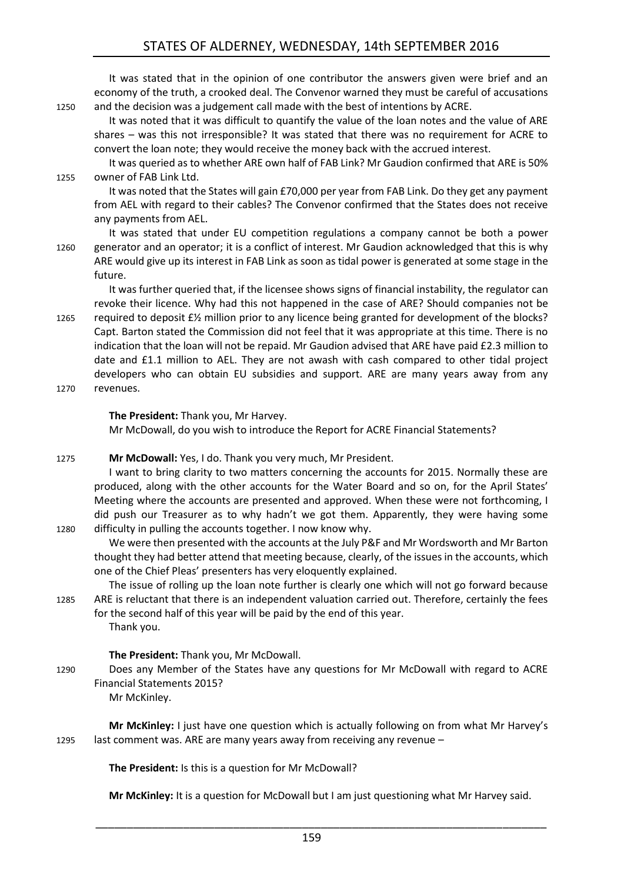It was stated that in the opinion of one contributor the answers given were brief and an economy of the truth, a crooked deal. The Convenor warned they must be careful of accusations and the decision was a judgement call made with the best of intentions by ACRE.

It was noted that it was difficult to quantify the value of the loan notes and the value of ARE shares – was this not irresponsible? It was stated that there was no requirement for ACRE to convert the loan note; they would receive the money back with the accrued interest.

It was queried as to whether ARE own half of FAB Link? Mr Gaudion confirmed that ARE is 50% owner of FAB Link Ltd.

It was noted that the States will gain £70,000 per year from FAB Link. Do they get any payment from AEL with regard to their cables? The Convenor confirmed that the States does not receive any payments from AEL.

It was stated that under EU competition regulations a company cannot be both a power generator and an operator; it is a conflict of interest. Mr Gaudion acknowledged that this is why ARE would give up its interest in FAB Link as soon as tidal power is generated at some stage in the future.

It was further queried that, if the licensee shows signs of financial instability, the regulator can revoke their licence. Why had this not happened in the case of ARE? Should companies not be required to deposit £½ million prior to any licence being granted for development of the blocks? Capt. Barton stated the Commission did not feel that it was appropriate at this time. There is no indication that the loan will not be repaid. Mr Gaudion advised that ARE have paid £2.3 million to date and £1.1 million to AEL. They are not awash with cash compared to other tidal project developers who can obtain EU subsidies and support. ARE are many years away from any revenues.

**The President:** Thank you, Mr Harvey.

Mr McDowall, do you wish to introduce the Report for ACRE Financial Statements?

**Mr McDowall:** Yes, I do. Thank you very much, Mr President.

I want to bring clarity to two matters concerning the accounts for 2015. Normally these are produced, along with the other accounts for the Water Board and so on, for the April States' Meeting where the accounts are presented and approved. When these were not forthcoming, I did push our Treasurer as to why hadn't we got them. Apparently, they were having some difficulty in pulling the accounts together. I now know why.

We were then presented with the accounts at the July P&F and Mr Wordsworth and Mr Barton thought they had better attend that meeting because, clearly, of the issues in the accounts, which one of the Chief Pleas' presenters has very eloquently explained.

The issue of rolling up the loan note further is clearly one which will not go forward because ARE is reluctant that there is an independent valuation carried out. Therefore, certainly the fees for the second half of this year will be paid by the end of this year.

Thank you.

**The President:** Thank you, Mr McDowall.

Does any Member of the States have any questions for Mr McDowall with regard to ACRE Financial Statements 2015?

Mr McKinley.

**Mr McKinley:** I just have one question which is actually following on from what Mr Harvey's last comment was. ARE are many years away from receiving any revenue –

**The President:** Is this is a question for Mr McDowall?

**Mr McKinley:** It is a question for McDowall but I am just questioning what Mr Harvey said.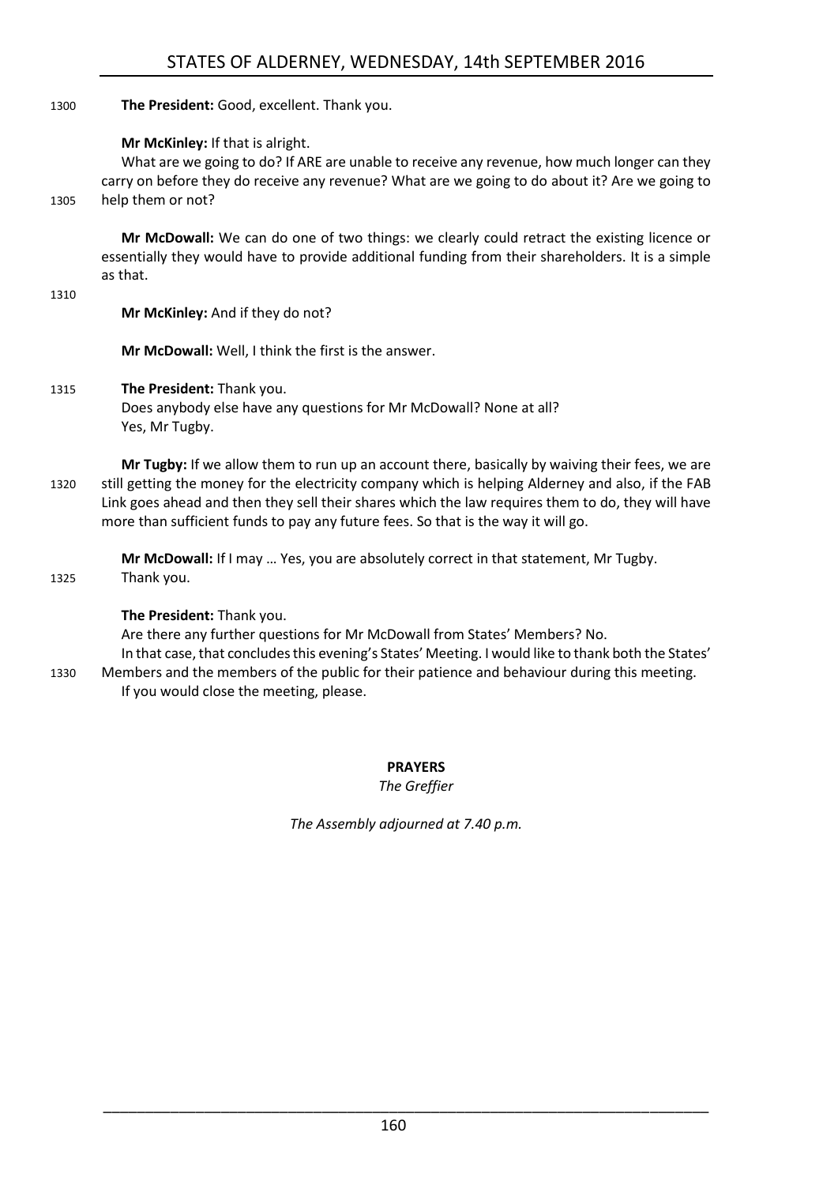**The President:** Good, excellent. Thank you.

**Mr McKinley:** If that is alright.

What are we going to do? If ARE are unable to receive any revenue, how much longer can they carry on before they do receive any revenue? What are we going to do about it? Are we going to help them or not?

**Mr McDowall:** We can do one of two things: we clearly could retract the existing licence or essentially they would have to provide additional funding from their shareholders. It is a simple as that.

**Mr McKinley:** And if they do not?

**Mr McDowall:** Well, I think the first is the answer.

**The President:** Thank you.

Does anybody else have any questions for Mr McDowall? None at all?

Yes, Mr Tugby.

**Mr Tugby:** If we allow them to run up an account there, basically by waiving their fees, we are still getting the money for the electricity company which is helping Alderney and also, if the FAB Link goes ahead and then they sell their shares which the law requires them to do, they will have more than sufficient funds to pay any future fees. So that is the way it will go.

**Mr McDowall:** If I may … Yes, you are absolutely correct in that statement, Mr Tugby. Thank you.

**The President:** Thank you.

Are there any further questions for Mr McDowall from States' Members? No.

In that case, that concludes this evening's States' Meeting. I would like to thank both the States' Members and the members of the public for their patience and behaviour during this meeting.

If you would close the meeting, please.

**PRAYERS**

*The Greffier*

*The Assembly adjourned at 7.40 p.m.*